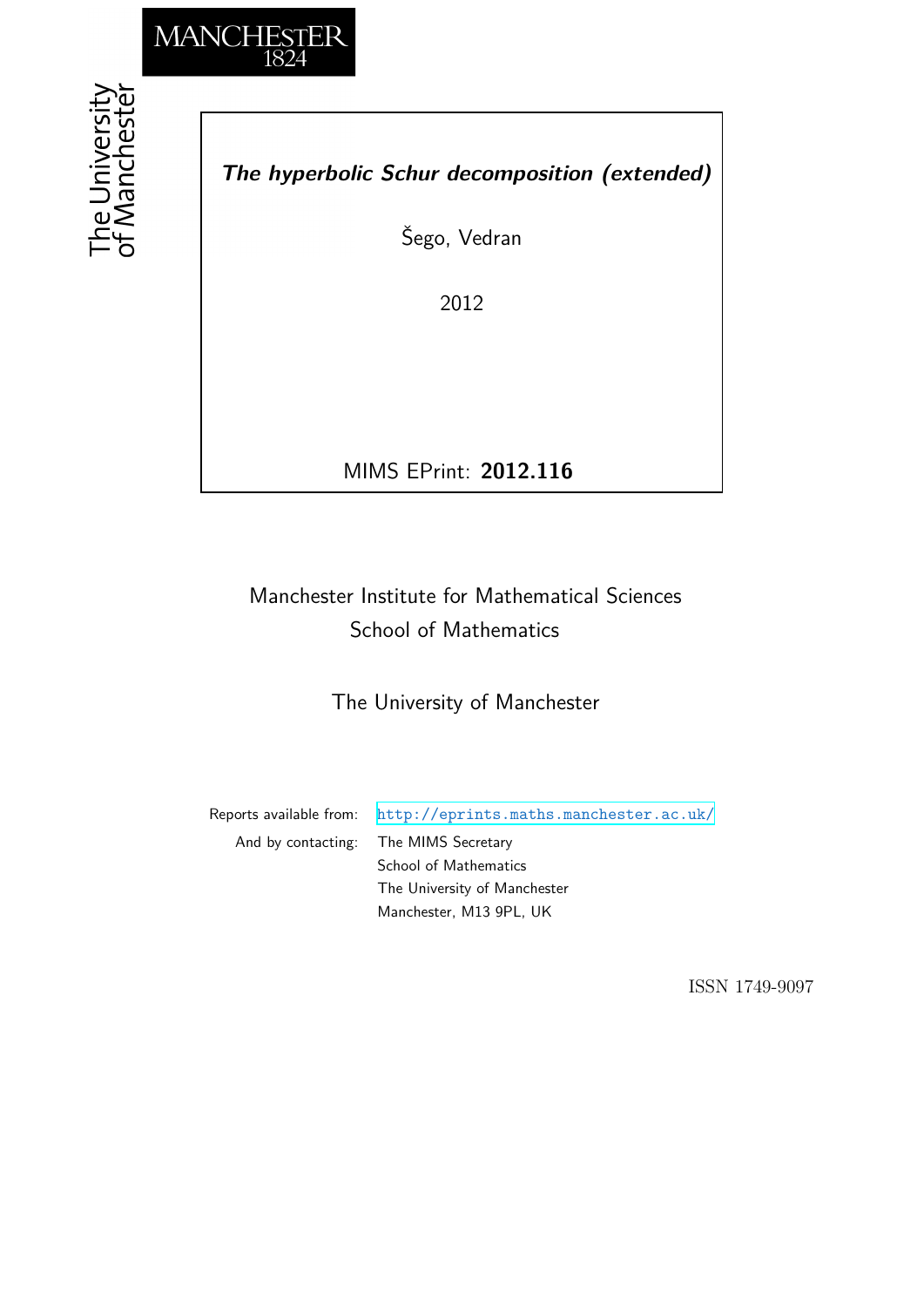MANCHESTER
1824

The University of Manchester

***The hyperbolic Schur decomposition (extended)***

Šego, Vedran

2012

MIMS EPrint: **2012.116**

Manchester Institute for Mathematical Sciences
School of Mathematics

The University of Manchester

Reports available from: http://eprints.maths.manchester.ac.uk/
And by contacting: The MIMS Secretary
School of Mathematics
The University of Manchester
Manchester, M13 9PL, UK

ISSN 1749-9097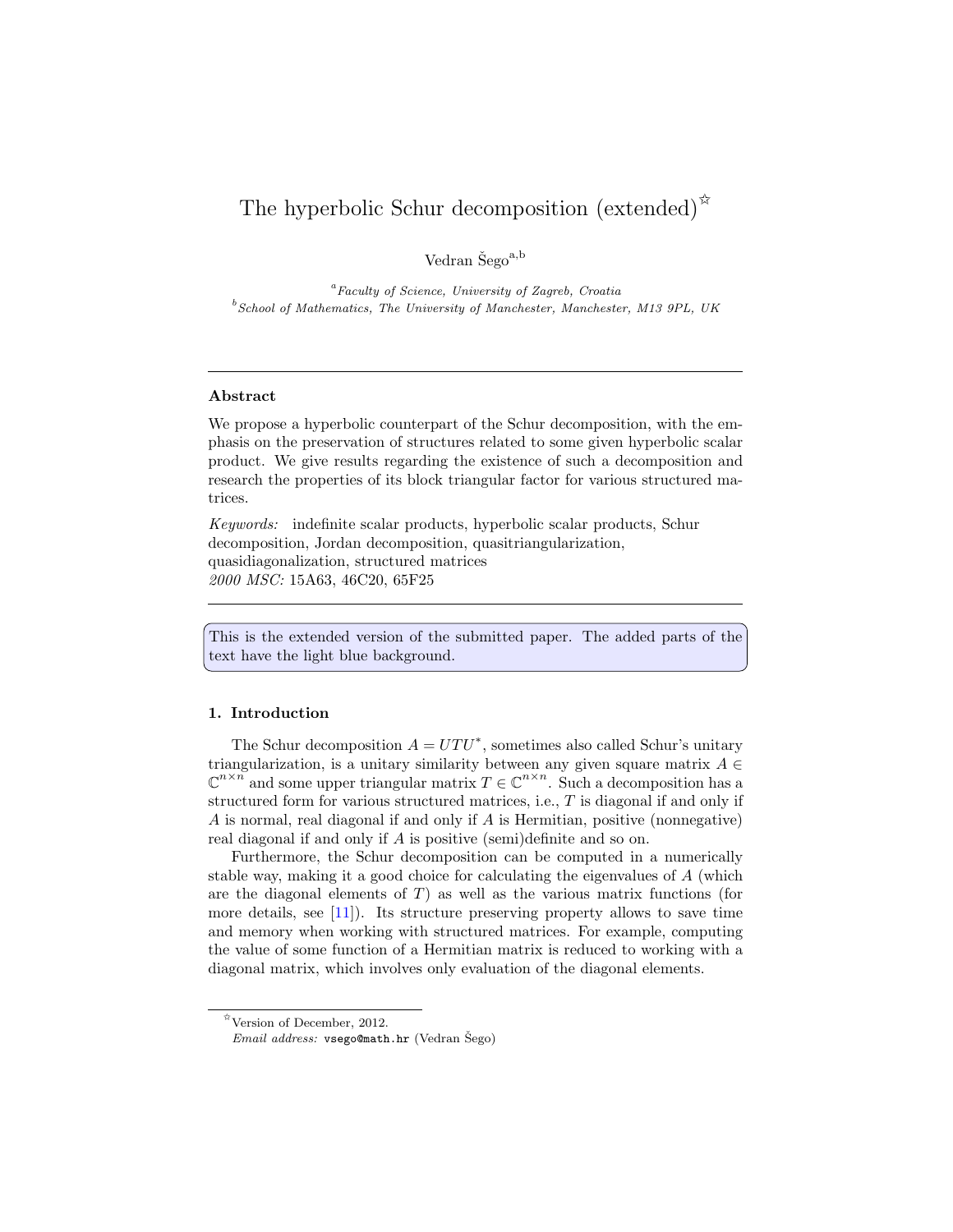# The hyperbolic Schur decomposition (extended)[☆]

Vedran Šego[a,b]

[a] *Faculty of Science, University of Zagreb, Croatia*
[b] *School of Mathematics, The University of Manchester, Manchester, M13 9PL, UK*

---

### Abstract

We propose a hyperbolic counterpart of the Schur decomposition, with the emphasis on the preservation of structures related to some given hyperbolic scalar product. We give results regarding the existence of such a decomposition and research the properties of its block triangular factor for various structured matrices.

*Keywords:* indefinite scalar products, hyperbolic scalar products, Schur decomposition, Jordan decomposition, quasitriangularization, quasidiagonalization, structured matrices
*2000 MSC:* 15A63, 46C20, 65F25

---

This is the extended version of the submitted paper. The added parts of the text have the light blue background.

## 1. Introduction

The Schur decomposition $A = UTU^*$, sometimes also called Schur's unitary triangularization, is a unitary similarity between any given square matrix $A \in \mathbb{C}^{n\times n}$ and some upper triangular matrix $T \in \mathbb{C}^{n\times n}$. Such a decomposition has a structured form for various structured matrices, i.e., $T$ is diagonal if and only if $A$ is normal, real diagonal if and only if $A$ is Hermitian, positive (nonnegative) real diagonal if and only if $A$ is positive (semi)definite and so on.

Furthermore, the Schur decomposition can be computed in a numerically stable way, making it a good choice for calculating the eigenvalues of $A$ (which are the diagonal elements of $T$) as well as the various matrix functions (for more details, see [11]). Its structure preserving property allows to save time and memory when working with structured matrices. For example, computing the value of some function of a Hermitian matrix is reduced to working with a diagonal matrix, which involves only evaluation of the diagonal elements.

[☆] Version of December, 2012.
*Email address:* vsego@math.hr (Vedran Šego)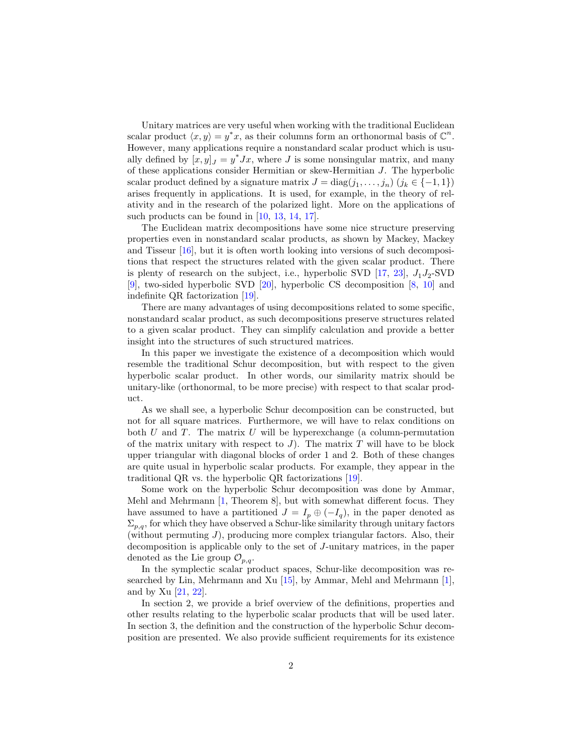Unitary matrices are very useful when working with the traditional Euclidean scalar product $\langle x, y \rangle = y^* x$, as their columns form an orthonormal basis of $\mathbb{C}^n$. However, many applications require a nonstandard scalar product which is usually defined by $[x, y]_J = y^* J x$, where $J$ is some nonsingular matrix, and many of these applications consider Hermitian or skew-Hermitian $J$. The hyperbolic scalar product defined by a signature matrix $J = \operatorname{diag}(j_1, \dots, j_n)$ ($j_k \in \{-1, 1\}$) arises frequently in applications. It is used, for example, in the theory of relativity and in the research of the polarized light. More on the applications of such products can be found in [10, 13, 14, 17].

The Euclidean matrix decompositions have some nice structure preserving properties even in nonstandard scalar products, as shown by Mackey, Mackey and Tisseur [16], but it is often worth looking into versions of such decompositions that respect the structures related with the given scalar product. There is plenty of research on the subject, i.e., hyperbolic SVD [17, 23], $J_1 J_2$-SVD [9], two-sided hyperbolic SVD [20], hyperbolic CS decomposition [8, 10] and indefinite QR factorization [19].

There are many advantages of using decompositions related to some specific, nonstandard scalar product, as such decompositions preserve structures related to a given scalar product. They can simplify calculation and provide a better insight into the structures of such structured matrices.

In this paper we investigate the existence of a decomposition which would resemble the traditional Schur decomposition, but with respect to the given hyperbolic scalar product. In other words, our similarity matrix should be unitary-like (orthonormal, to be more precise) with respect to that scalar product.

As we shall see, a hyperbolic Schur decomposition can be constructed, but not for all square matrices. Furthermore, we will have to relax conditions on both $U$ and $T$. The matrix $U$ will be hyperexchange (a column-permutation of the matrix unitary with respect to $J$). The matrix $T$ will have to be block upper triangular with diagonal blocks of order 1 and 2. Both of these changes are quite usual in hyperbolic scalar products. For example, they appear in the traditional QR vs. the hyperbolic QR factorizations [19].

Some work on the hyperbolic Schur decomposition was done by Ammar, Mehl and Mehrmann [1, Theorem 8], but with somewhat different focus. They have assumed to have a partitioned $J = I_p \oplus (-I_q)$, in the paper denoted as $\Sigma_{p,q}$, for which they have observed a Schur-like similarity through unitary factors (without permuting $J$), producing more complex triangular factors. Also, their decomposition is applicable only to the set of $J$-unitary matrices, in the paper denoted as the Lie group $\mathcal{O}_{p,q}$.

In the symplectic scalar product spaces, Schur-like decomposition was researched by Lin, Mehrmann and Xu [15], by Ammar, Mehl and Mehrmann [1], and by Xu [21, 22].

In section 2, we provide a brief overview of the definitions, properties and other results relating to the hyperbolic scalar products that will be used later. In section 3, the definition and the construction of the hyperbolic Schur decomposition are presented. We also provide sufficient requirements for its existence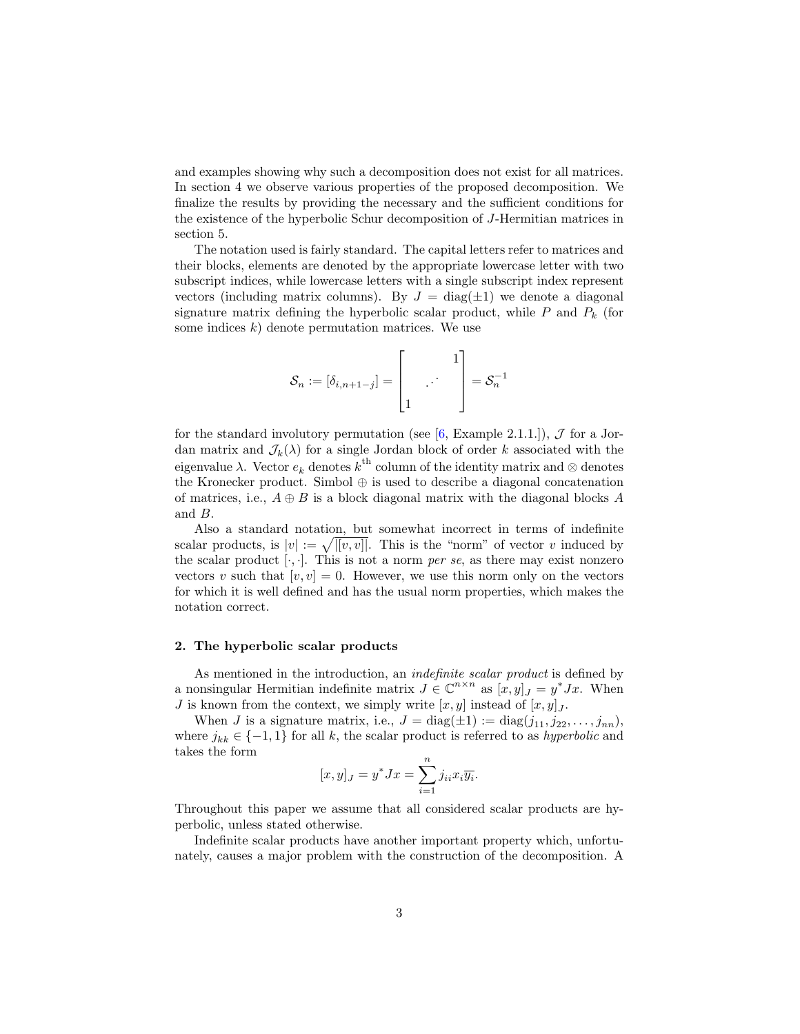and examples showing why such a decomposition does not exist for all matrices. In section 4 we observe various properties of the proposed decomposition. We finalize the results by providing the necessary and the sufficient conditions for the existence of the hyperbolic Schur decomposition of $J$-Hermitian matrices in section 5.

The notation used is fairly standard. The capital letters refer to matrices and their blocks, elements are denoted by the appropriate lowercase letter with two subscript indices, while lowercase letters with a single subscript index represent vectors (including matrix columns). By $J = \operatorname{diag}(\pm 1)$ we denote a diagonal signature matrix defining the hyperbolic scalar product, while $P$ and $P_k$ (for some indices $k$) denote permutation matrices. We use

$$\mathcal{S}_n := [\delta_{i,n+1-j}] = \begin{bmatrix} & & 1 \\ & \iddots & \\ 1 & & \end{bmatrix} = \mathcal{S}_n^{-1}$$

for the standard involutory permutation (see [6, Example 2.1.1.]), $\mathcal{J}$ for a Jordan matrix and $\mathcal{J}_k(\lambda)$ for a single Jordan block of order $k$ associated with the eigenvalue $\lambda$. Vector $e_k$ denotes $k^{\text{th}}$ column of the identity matrix and $\otimes$ denotes the Kronecker product. Simbol $\oplus$ is used to describe a diagonal concatenation of matrices, i.e., $A \oplus B$ is a block diagonal matrix with the diagonal blocks $A$ and $B$.

Also a standard notation, but somewhat incorrect in terms of indefinite scalar products, is $|v| := \sqrt{|[v, v]|}$. This is the "norm" of vector $v$ induced by the scalar product $[\cdot,\cdot]$. This is not a norm *per se*, as there may exist nonzero vectors $v$ such that $[v, v] = 0$. However, we use this norm only on the vectors for which it is well defined and has the usual norm properties, which makes the notation correct.

## 2. The hyperbolic scalar products

As mentioned in the introduction, an *indefinite scalar product* is defined by a nonsingular Hermitian indefinite matrix $J \in \mathbb{C}^{n \times n}$ as $[x, y]_J = y^* J x$. When $J$ is known from the context, we simply write $[x, y]$ instead of $[x, y]_J$.

When $J$ is a signature matrix, i.e., $J = \operatorname{diag}(\pm 1) := \operatorname{diag}(j_{11}, j_{22}, \ldots, j_{nn})$, where $j_{kk} \in \{-1, 1\}$ for all $k$, the scalar product is referred to as *hyperbolic* and takes the form

$$[x, y]_J = y^* J x = \sum_{i=1}^{n} j_{ii} x_i \overline{y_i}.$$

Throughout this paper we assume that all considered scalar products are hyperbolic, unless stated otherwise.

Indefinite scalar products have another important property which, unfortunately, causes a major problem with the construction of the decomposition. A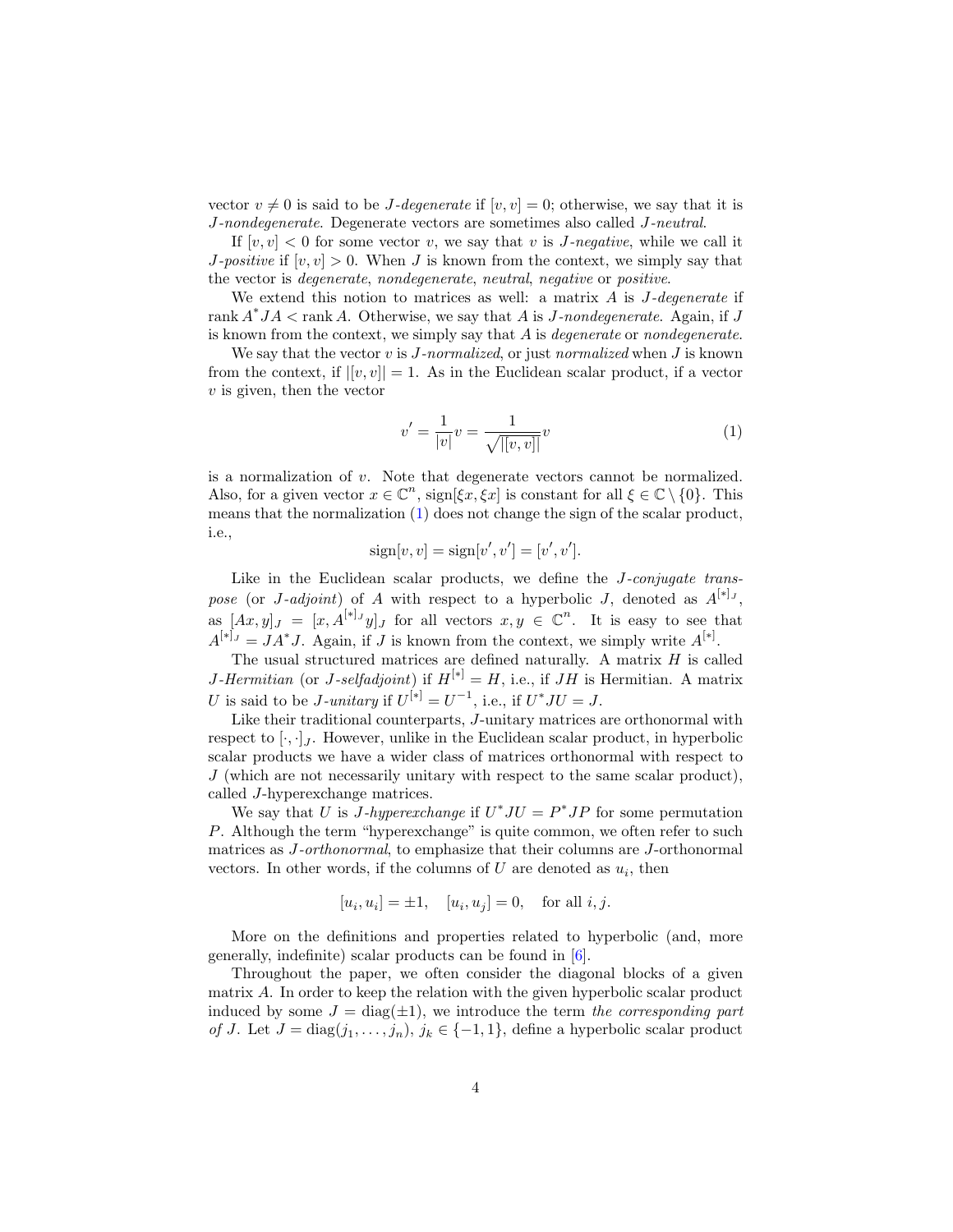vector $v \neq 0$ is said to be *$J$-degenerate* if $[v, v] = 0$; otherwise, we say that it is *$J$-nondegenerate*. Degenerate vectors are sometimes also called *$J$-neutral*.

If $[v, v] < 0$ for some vector $v$, we say that $v$ is *$J$-negative*, while we call it *$J$-positive* if $[v, v] > 0$. When $J$ is known from the context, we simply say that the vector is *degenerate*, *nondegenerate*, *neutral*, *negative* or *positive*.

We extend this notion to matrices as well: a matrix $A$ is *$J$-degenerate* if $\operatorname{rank} A^* JA < \operatorname{rank} A$. Otherwise, we say that $A$ is *$J$-nondegenerate*. Again, if $J$ is known from the context, we simply say that $A$ is *degenerate* or *nondegenerate*.

We say that the vector $v$ is *$J$-normalized*, or just *normalized* when $J$ is known from the context, if $|[v, v]| = 1$. As in the Euclidean scalar product, if a vector $v$ is given, then the vector

$$v' = \frac{1}{|v|} v = \frac{1}{\sqrt{|[v, v]|}} v \tag{1}$$

is a normalization of $v$. Note that degenerate vectors cannot be normalized. Also, for a given vector $x \in \mathbb{C}^n$, $\operatorname{sign}[\xi x, \xi x]$ is constant for all $\xi \in \mathbb{C} \setminus \{0\}$. This means that the normalization (1) does not change the sign of the scalar product, i.e.,

$$\operatorname{sign}[v, v] = \operatorname{sign}[v', v'] = [v', v'].$$

Like in the Euclidean scalar products, we define the *$J$-conjugate transpose* (or *$J$-adjoint*) of $A$ with respect to a hyperbolic $J$, denoted as $A^{[*]_J}$, as $[Ax, y]_J = [x, A^{[*]_J} y]_J$ for all vectors $x, y \in \mathbb{C}^n$. It is easy to see that $A^{[*]_J} = JA^* J$. Again, if $J$ is known from the context, we simply write $A^{[*]}$.

The usual structured matrices are defined naturally. A matrix $H$ is called *$J$-Hermitian* (or *$J$-selfadjoint*) if $H^{[*]} = H$, i.e., if $JH$ is Hermitian. A matrix $U$ is said to be *$J$-unitary* if $U^{[*]} = U^{-1}$, i.e., if $U^* JU = J$.

Like their traditional counterparts, $J$-unitary matrices are orthonormal with respect to $[\cdot, \cdot]_J$. However, unlike in the Euclidean scalar product, in hyperbolic scalar products we have a wider class of matrices orthonormal with respect to $J$ (which are not necessarily unitary with respect to the same scalar product), called $J$-hyperexchange matrices.

We say that $U$ is *$J$-hyperexchange* if $U^* JU = P^* JP$ for some permutation $P$. Although the term "hyperexchange" is quite common, we often refer to such matrices as *$J$-orthonormal*, to emphasize that their columns are $J$-orthonormal vectors. In other words, if the columns of $U$ are denoted as $u_i$, then

$$[u_i, u_i] = \pm 1, \quad [u_i, u_j] = 0, \quad \text{for all } i, j.$$

More on the definitions and properties related to hyperbolic (and, more generally, indefinite) scalar products can be found in [6].

Throughout the paper, we often consider the diagonal blocks of a given matrix $A$. In order to keep the relation with the given hyperbolic scalar product induced by some $J = \operatorname{diag}(\pm 1)$, we introduce the term *the corresponding part of $J$*. Let $J = \operatorname{diag}(j_1, \ldots, j_n)$, $j_k \in \{-1, 1\}$, define a hyperbolic scalar product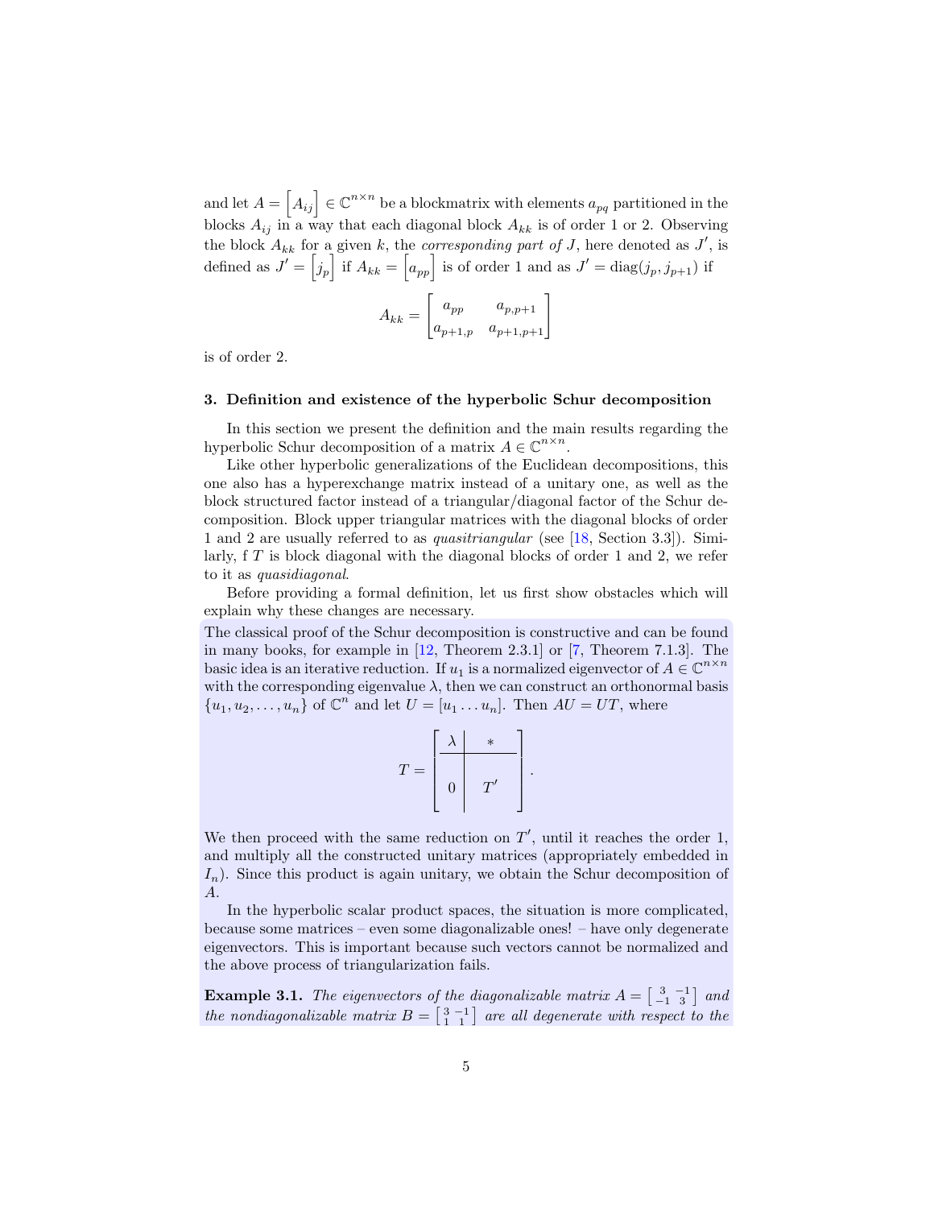and let $A = \begin{bmatrix} A_{ij} \end{bmatrix} \in \mathbb{C}^{n\times n}$ be a blockmatrix with elements $a_{pq}$ partitioned in the blocks $A_{ij}$ in a way that each diagonal block $A_{kk}$ is of order 1 or 2. Observing the block $A_{kk}$ for a given $k$, the *corresponding part of* $J$, here denoted as $J'$, is defined as $J' = \begin{bmatrix} j_p \end{bmatrix}$ if $A_{kk} = \begin{bmatrix} a_{pp} \end{bmatrix}$ is of order 1 and as $J' = \operatorname{diag}(j_p, j_{p+1})$ if

$$A_{kk} = \begin{bmatrix} a_{pp} & a_{p,p+1} \\ a_{p+1,p} & a_{p+1,p+1} \end{bmatrix}$$

is of order 2.

## 3. Definition and existence of the hyperbolic Schur decomposition

In this section we present the definition and the main results regarding the hyperbolic Schur decomposition of a matrix $A \in \mathbb{C}^{n\times n}$.

Like other hyperbolic generalizations of the Euclidean decompositions, this one also has a hyperexchange matrix instead of a unitary one, as well as the block structured factor instead of a triangular/diagonal factor of the Schur decomposition. Block upper triangular matrices with the diagonal blocks of order 1 and 2 are usually referred to as *quasitriangular* (see [18, Section 3.3]). Similarly, f $T$ is block diagonal with the diagonal blocks of order 1 and 2, we refer to it as *quasidiagonal*.

Before providing a formal definition, let us first show obstacles which will explain why these changes are necessary.

The classical proof of the Schur decomposition is constructive and can be found in many books, for example in [12, Theorem 2.3.1] or [7, Theorem 7.1.3]. The basic idea is an iterative reduction. If $u_1$ is a normalized eigenvector of $A \in \mathbb{C}^{n\times n}$ with the corresponding eigenvalue $\lambda$, then we can construct an orthonormal basis $\{u_1, u_2, \ldots, u_n\}$ of $\mathbb{C}^n$ and let $U = [u_1 \ldots u_n]$. Then $AU = UT$, where

$$T = \left[\begin{array}{c|c} \lambda & * \\ \hline 0 & T' \end{array}\right].$$

We then proceed with the same reduction on $T'$, until it reaches the order 1, and multiply all the constructed unitary matrices (appropriately embedded in $I_n$). Since this product is again unitary, we obtain the Schur decomposition of $A$.

In the hyperbolic scalar product spaces, the situation is more complicated, because some matrices – even some diagonalizable ones! – have only degenerate eigenvectors. This is important because such vectors cannot be normalized and the above process of triangularization fails.

**Example 3.1.** *The eigenvectors of the diagonalizable matrix* $A = \left[\begin{smallmatrix} 3 & -1 \\ -1 & 3 \end{smallmatrix}\right]$ *and the nondiagonalizable matrix* $B = \left[\begin{smallmatrix} 3 & -1 \\ 1 & 1 \end{smallmatrix}\right]$ *are all degenerate with respect to the*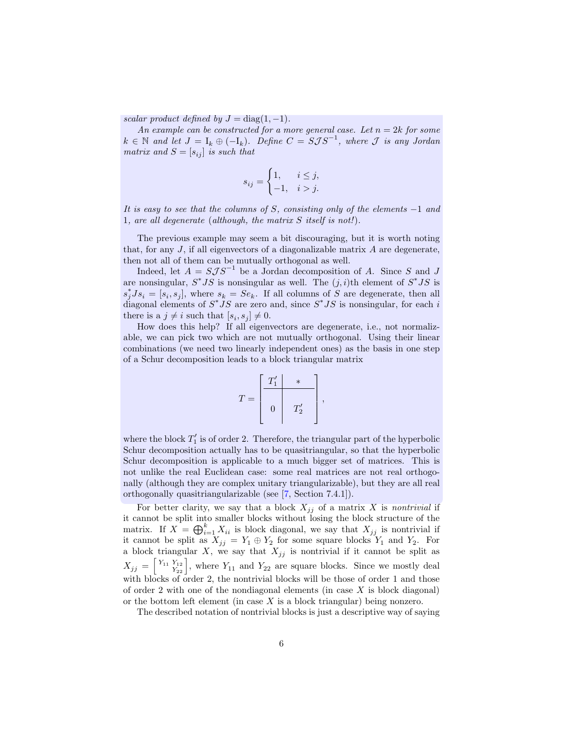*scalar product defined by* $J = \operatorname{diag}(1, -1)$.

*An example can be constructed for a more general case. Let* $n = 2k$ *for some* $k \in \mathbb{N}$ *and let* $J = \mathrm{I}_k \oplus (-\mathrm{I}_k)$. *Define* $C = S\mathcal{J}S^{-1}$, *where* $\mathcal{J}$ *is any Jordan matrix and* $S = [s_{ij}]$ *is such that*

$$s_{ij} = \begin{cases} 1, & i \leq j, \\ -1, & i > j. \end{cases}$$

*It is easy to see that the columns of* $S$, *consisting only of the elements* $-1$ *and* $1$, *are all degenerate (although, the matrix* $S$ *itself is not!).*

The previous example may seem a bit discouraging, but it is worth noting that, for any $J$, if all eigenvectors of a diagonalizable matrix $A$ are degenerate, then not all of them can be mutually orthogonal as well.

Indeed, let $A = S\mathcal{J}S^{-1}$ be a Jordan decomposition of $A$. Since $S$ and $J$ are nonsingular, $S^*JS$ is nonsingular as well. The $(j,i)$th element of $S^*JS$ is $s_j^*Js_i = [s_i, s_j]$, where $s_k = Se_k$. If all columns of $S$ are degenerate, then all diagonal elements of $S^*JS$ are zero and, since $S^*JS$ is nonsingular, for each $i$ there is a $j \neq i$ such that $[s_i, s_j] \neq 0$.

How does this help? If all eigenvectors are degenerate, i.e., not normalizable, we can pick two which are not mutually orthogonal. Using their linear combinations (we need two linearly independent ones) as the basis in one step of a Schur decomposition leads to a block triangular matrix

$$T = \left[\begin{array}{c|c} T_1' & * \\ \hline 0 & T_2' \end{array}\right],$$

where the block $T_1'$ is of order 2. Therefore, the triangular part of the hyperbolic Schur decomposition actually has to be quasitriangular, so that the hyperbolic Schur decomposition is applicable to a much bigger set of matrices. This is not unlike the real Euclidean case: some real matrices are not real orthogonally (although they are complex unitary triangularizable), but they are all real orthogonally quasitriangularizable (see [7, Section 7.4.1]).

For better clarity, we say that a block $X_{jj}$ of a matrix $X$ is *nontrivial* if it cannot be split into smaller blocks without losing the block structure of the matrix. If $X = \bigoplus_{i=1}^k X_{ii}$ is block diagonal, we say that $X_{jj}$ is nontrivial if it cannot be split as $X_{jj} = Y_1 \oplus Y_2$ for some square blocks $Y_1$ and $Y_2$. For a block triangular $X$, we say that $X_{jj}$ is nontrivial if it cannot be split as $X_{jj} = \begin{bmatrix} Y_{11} & Y_{12} \\ & Y_{22} \end{bmatrix}$, where $Y_{11}$ and $Y_{22}$ are square blocks. Since we mostly deal with blocks of order 2, the nontrivial blocks will be those of order 1 and those of order 2 with one of the nondiagonal elements (in case $X$ is block diagonal) or the bottom left element (in case $X$ is a block triangular) being nonzero.

The described notation of nontrivial blocks is just a descriptive way of saying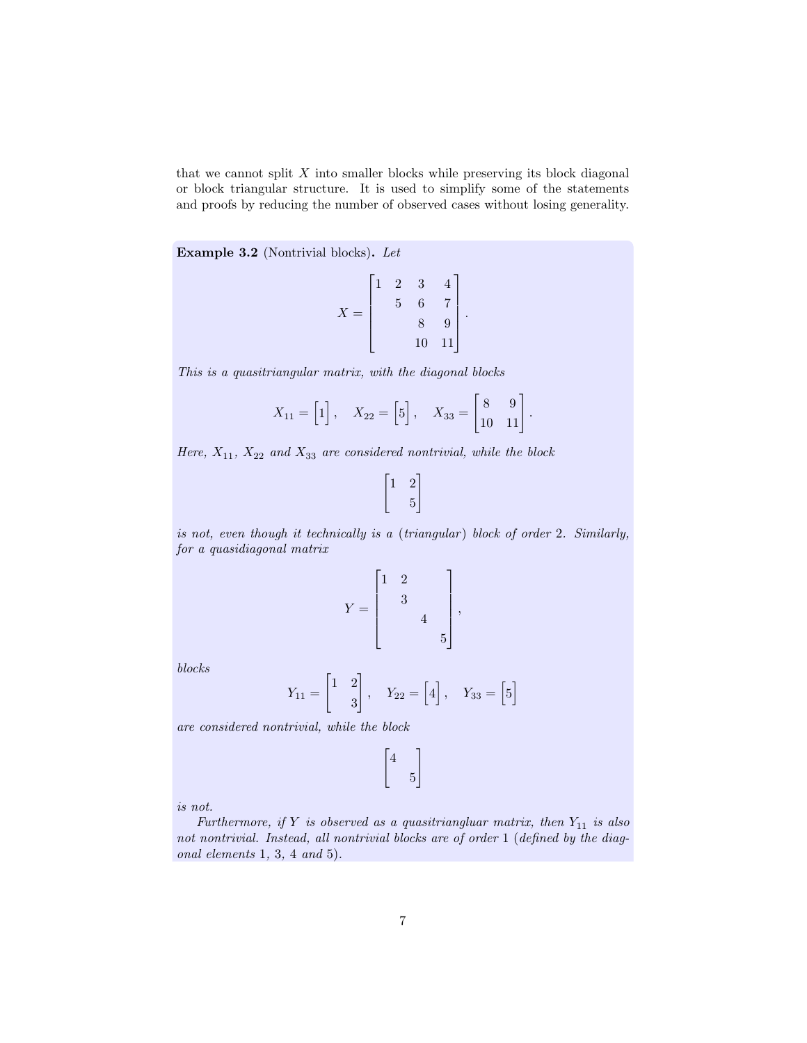that we cannot split $X$ into smaller blocks while preserving its block diagonal or block triangular structure. It is used to simplify some of the statements and proofs by reducing the number of observed cases without losing generality.

**Example 3.2** (Nontrivial blocks)**.** *Let*

$$X = \begin{bmatrix} 1 & 2 & 3 & 4 \\ & 5 & 6 & 7 \\ & & 8 & 9 \\ & & 10 & 11 \end{bmatrix}.$$

*This is a quasitriangular matrix, with the diagonal blocks*

$$X_{11} = \begin{bmatrix} 1 \end{bmatrix}, \quad X_{22} = \begin{bmatrix} 5 \end{bmatrix}, \quad X_{33} = \begin{bmatrix} 8 & 9 \\ 10 & 11 \end{bmatrix}.$$

*Here, $X_{11}$, $X_{22}$ and $X_{33}$ are considered nontrivial, while the block*

$$\begin{bmatrix} 1 & 2 \\ & 5 \end{bmatrix}$$

*is not, even though it technically is a (triangular) block of order 2. Similarly, for a quasidiagonal matrix*

$$Y = \begin{bmatrix} 1 & 2 & & \\ & 3 & & \\ & & 4 & \\ & & & 5 \end{bmatrix},$$

*blocks*

$$Y_{11} = \begin{bmatrix} 1 & 2 \\ & 3 \end{bmatrix}, \quad Y_{22} = \begin{bmatrix} 4 \end{bmatrix}, \quad Y_{33} = \begin{bmatrix} 5 \end{bmatrix}$$

*are considered nontrivial, while the block*

$$\begin{bmatrix} 4 & \\ & 5 \end{bmatrix}$$

*is not.*

*Furthermore, if $Y$ is observed as a quasitriangluar matrix, then $Y_{11}$ is also not nontrivial. Instead, all nontrivial blocks are of order 1 (defined by the diagonal elements 1, 3, 4 and 5).*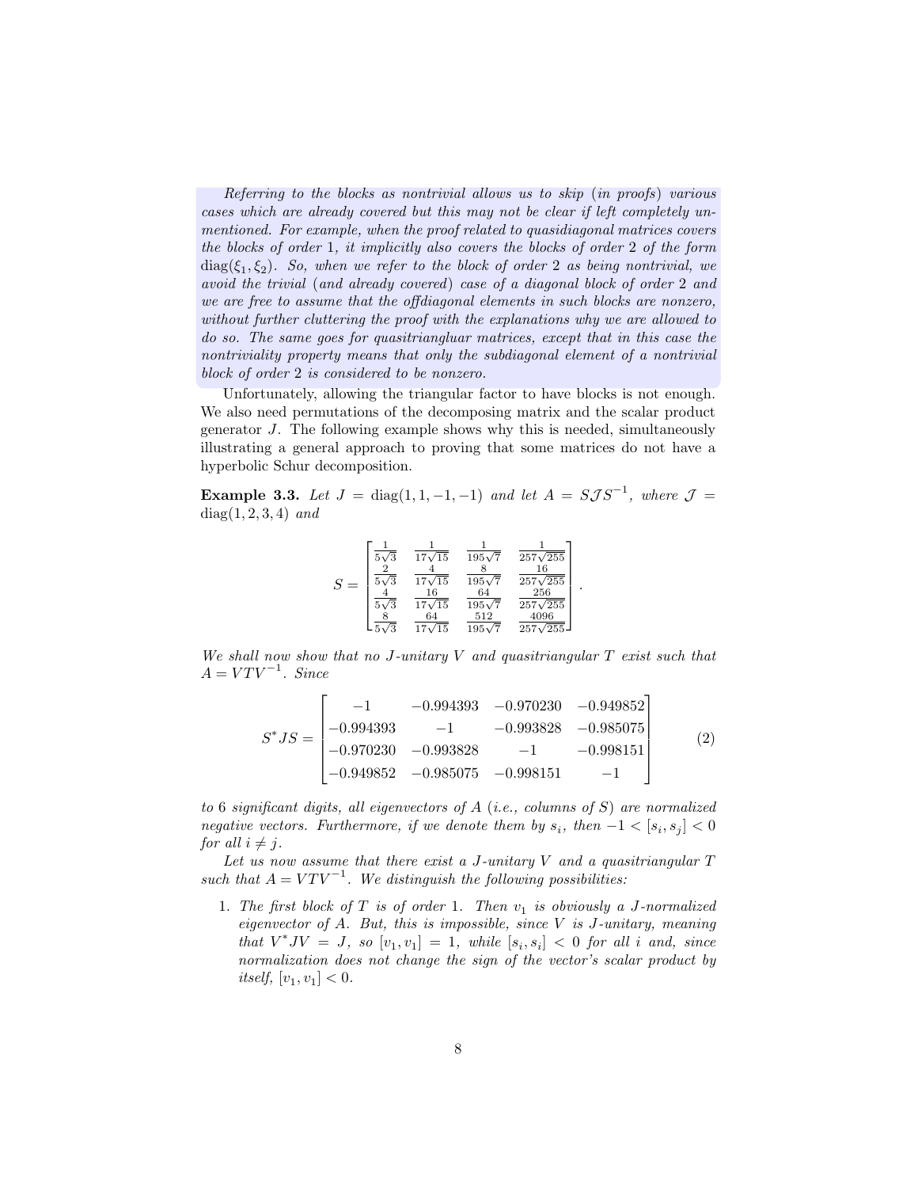*Referring to the blocks as nontrivial allows us to skip (in proofs) various cases which are already covered but this may not be clear if left completely unmentioned. For example, when the proof related to quasidiagonal matrices covers the blocks of order 1, it implicitly also covers the blocks of order 2 of the form* $\operatorname{diag}(\xi_1, \xi_2)$*. So, when we refer to the block of order 2 as being nontrivial, we avoid the trivial (and already covered) case of a diagonal block of order 2 and we are free to assume that the offdiagonal elements in such blocks are nonzero, without further cluttering the proof with the explanations why we are allowed to do so. The same goes for quasitriangluar matrices, except that in this case the nontriviality property means that only the subdiagonal element of a nontrivial block of order 2 is considered to be nonzero.*

Unfortunately, allowing the triangular factor to have blocks is not enough. We also need permutations of the decomposing matrix and the scalar product generator $J$. The following example shows why this is needed, simultaneously illustrating a general approach to proving that some matrices do not have a hyperbolic Schur decomposition.

**Example 3.3.** *Let* $J = \operatorname{diag}(1, 1, -1, -1)$ *and let* $A = S\mathcal{J}S^{-1}$*, where* $\mathcal{J} = \operatorname{diag}(1, 2, 3, 4)$ *and*

$$S = \begin{bmatrix} \frac{1}{5\sqrt{3}} & \frac{1}{17\sqrt{15}} & \frac{1}{195\sqrt{7}} & \frac{1}{257\sqrt{255}} \\ \frac{2}{5\sqrt{3}} & \frac{4}{17\sqrt{15}} & \frac{8}{195\sqrt{7}} & \frac{16}{257\sqrt{255}} \\ \frac{4}{5\sqrt{3}} & \frac{16}{17\sqrt{15}} & \frac{64}{195\sqrt{7}} & \frac{256}{257\sqrt{255}} \\ \frac{8}{5\sqrt{3}} & \frac{64}{17\sqrt{15}} & \frac{512}{195\sqrt{7}} & \frac{4096}{257\sqrt{255}} \end{bmatrix}.$$

*We shall now show that no* $J$*-unitary* $V$ *and quasitriangular* $T$ *exist such that* $A = VTV^{-1}$*. Since*

$$S^*JS = \begin{bmatrix} -1 & -0.994393 & -0.970230 & -0.949852 \\ -0.994393 & -1 & -0.993828 & -0.985075 \\ -0.970230 & -0.993828 & -1 & -0.998151 \\ -0.949852 & -0.985075 & -0.998151 & -1 \end{bmatrix} \tag{2}$$

*to 6 significant digits, all eigenvectors of* $A$ *(i.e., columns of* $S$*) are normalized negative vectors. Furthermore, if we denote them by* $s_i$*, then* $-1 < [s_i, s_j] < 0$ *for all* $i \neq j$*.*

*Let us now assume that there exist a* $J$*-unitary* $V$ *and a quasitriangular* $T$ *such that* $A = VTV^{-1}$*. We distinguish the following possibilities:*

1. *The first block of* $T$ *is of order 1. Then* $v_1$ *is obviously a* $J$*-normalized eigenvector of* $A$*. But, this is impossible, since* $V$ *is* $J$*-unitary, meaning that* $V^*JV = J$*, so* $[v_1, v_1] = 1$*, while* $[s_i, s_i] < 0$ *for all* $i$ *and, since normalization does not change the sign of the vector's scalar product by itself,* $[v_1, v_1] < 0$*.*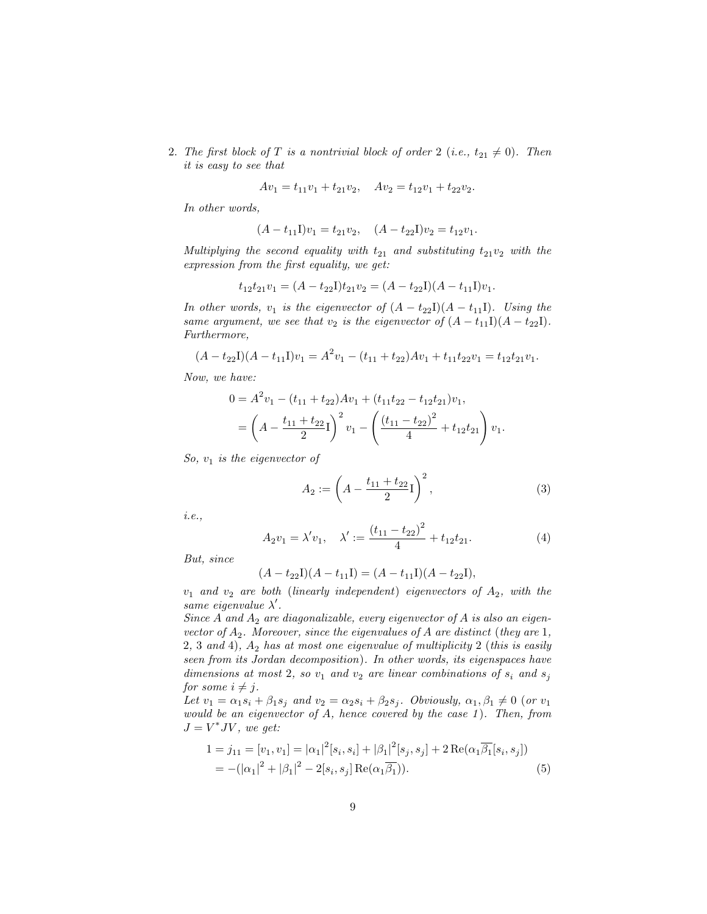2. *The first block of $T$ is a nontrivial block of order 2 (i.e., $t_{21} \neq 0$). Then it is easy to see that*

$$Av_1 = t_{11}v_1 + t_{21}v_2, \quad Av_2 = t_{12}v_1 + t_{22}v_2.$$

*In other words,*

$$(A - t_{11}\mathrm{I})v_1 = t_{21}v_2, \quad (A - t_{22}\mathrm{I})v_2 = t_{12}v_1.$$

*Multiplying the second equality with $t_{21}$ and substituting $t_{21}v_2$ with the expression from the first equality, we get:*

$$t_{12}t_{21}v_1 = (A - t_{22}\mathrm{I})t_{21}v_2 = (A - t_{22}\mathrm{I})(A - t_{11}\mathrm{I})v_1.$$

*In other words, $v_1$ is the eigenvector of $(A - t_{22}\mathrm{I})(A - t_{11}\mathrm{I})$. Using the same argument, we see that $v_2$ is the eigenvector of $(A - t_{11}\mathrm{I})(A - t_{22}\mathrm{I})$. Furthermore,*

$$(A - t_{22}\mathrm{I})(A - t_{11}\mathrm{I})v_1 = A^2v_1 - (t_{11} + t_{22})Av_1 + t_{11}t_{22}v_1 = t_{12}t_{21}v_1.$$

*Now, we have:*

$$\begin{aligned} 0 &= A^2v_1 - (t_{11} + t_{22})Av_1 + (t_{11}t_{22} - t_{12}t_{21})v_1, \\ &= \left(A - \frac{t_{11} + t_{22}}{2}\mathrm{I}\right)^2 v_1 - \left(\frac{(t_{11} - t_{22})^2}{4} + t_{12}t_{21}\right)v_1. \end{aligned}$$

*So, $v_1$ is the eigenvector of*

$$A_2 := \left(A - \frac{t_{11} + t_{22}}{2}\mathrm{I}\right)^2, \tag{3}$$

*i.e.,*

$$A_2v_1 = \lambda'v_1, \quad \lambda' := \frac{(t_{11} - t_{22})^2}{4} + t_{12}t_{21}. \tag{4}$$

*But, since*

$$(A - t_{22}\mathrm{I})(A - t_{11}\mathrm{I}) = (A - t_{11}\mathrm{I})(A - t_{22}\mathrm{I}),$$

*$v_1$ and $v_2$ are both (linearly independent) eigenvectors of $A_2$, with the same eigenvalue $\lambda'$.*
*Since $A$ and $A_2$ are diagonalizable, every eigenvector of $A$ is also an eigenvector of $A_2$. Moreover, since the eigenvalues of $A$ are distinct (they are 1, 2, 3 and 4), $A_2$ has at most one eigenvalue of multiplicity 2 (this is easily seen from its Jordan decomposition). In other words, its eigenspaces have dimensions at most 2, so $v_1$ and $v_2$ are linear combinations of $s_i$ and $s_j$ for some $i \neq j$.*
*Let $v_1 = \alpha_1s_i + \beta_1s_j$ and $v_2 = \alpha_2s_i + \beta_2s_j$. Obviously, $\alpha_1, \beta_1 \neq 0$ (or $v_1$ would be an eigenvector of $A$, hence covered by the case 1). Then, from $J = V^*JV$, we get:*

$$\begin{aligned} 1 = j_{11} = [v_1, v_1] &= |\alpha_1|^2[s_i, s_i] + |\beta_1|^2[s_j, s_j] + 2\,\mathrm{Re}(\alpha_1\overline{\beta_1}[s_i, s_j]) \\ &= -(|\alpha_1|^2 + |\beta_1|^2 - 2[s_i, s_j]\,\mathrm{Re}(\alpha_1\overline{\beta_1})). \end{aligned} \tag{5}$$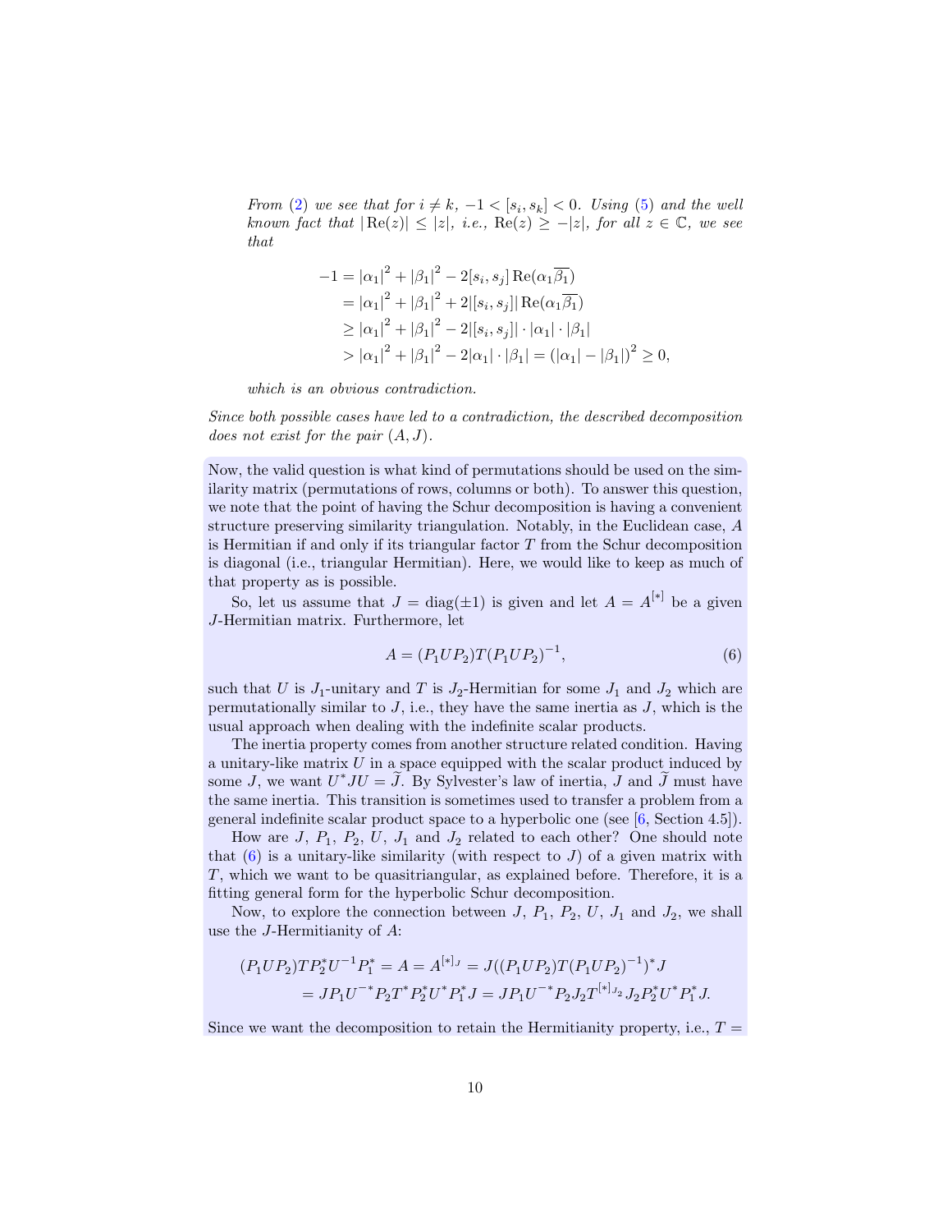*From (2) we see that for $i \neq k$, $-1 < [s_i, s_k] < 0$. Using (5) and the well known fact that $|\operatorname{Re}(z)| \leq |z|$, i.e., $\operatorname{Re}(z) \geq -|z|$, for all $z \in \mathbb{C}$, we see that*

$$\begin{aligned}
-1 &= |\alpha_1|^2 + |\beta_1|^2 - 2[s_i, s_j] \operatorname{Re}(\alpha_1 \overline{\beta_1}) \\
&= |\alpha_1|^2 + |\beta_1|^2 + 2|[s_i, s_j]| \operatorname{Re}(\alpha_1 \overline{\beta_1}) \\
&\geq |\alpha_1|^2 + |\beta_1|^2 - 2|[s_i, s_j]| \cdot |\alpha_1| \cdot |\beta_1| \\
&> |\alpha_1|^2 + |\beta_1|^2 - 2|\alpha_1| \cdot |\beta_1| = (|\alpha_1| - |\beta_1|)^2 \geq 0,
\end{aligned}$$

*which is an obvious contradiction.*

*Since both possible cases have led to a contradiction, the described decomposition does not exist for the pair $(A, J)$.*

Now, the valid question is what kind of permutations should be used on the similarity matrix (permutations of rows, columns or both). To answer this question, we note that the point of having the Schur decomposition is having a convenient structure preserving similarity triangulation. Notably, in the Euclidean case, $A$ is Hermitian if and only if its triangular factor $T$ from the Schur decomposition is diagonal (i.e., triangular Hermitian). Here, we would like to keep as much of that property as is possible.

So, let us assume that $J = \operatorname{diag}(\pm 1)$ is given and let $A = A^{[*]}$ be a given $J$-Hermitian matrix. Furthermore, let

$$A = (P_1 U P_2) T (P_1 U P_2)^{-1}, \tag{6}$$

such that $U$ is $J_1$-unitary and $T$ is $J_2$-Hermitian for some $J_1$ and $J_2$ which are permutationally similar to $J$, i.e., they have the same inertia as $J$, which is the usual approach when dealing with the indefinite scalar products.

The inertia property comes from another structure related condition. Having a unitary-like matrix $U$ in a space equipped with the scalar product induced by some $J$, we want $U^* J U = \widetilde{J}$. By Sylvester's law of inertia, $J$ and $\widetilde{J}$ must have the same inertia. This transition is sometimes used to transfer a problem from a general indefinite scalar product space to a hyperbolic one (see [6, Section 4.5]).

How are $J$, $P_1$, $P_2$, $U$, $J_1$ and $J_2$ related to each other? One should note that (6) is a unitary-like similarity (with respect to $J$) of a given matrix with $T$, which we want to be quasitriangular, as explained before. Therefore, it is a fitting general form for the hyperbolic Schur decomposition.

Now, to explore the connection between $J$, $P_1$, $P_2$, $U$, $J_1$ and $J_2$, we shall use the $J$-Hermitianity of $A$:

$$\begin{aligned}
(P_1 U P_2) T P_2^* U^{-1} P_1^* = A = A^{[*]_J} &= J((P_1 U P_2) T (P_1 U P_2)^{-1})^* J \\
&= J P_1 U^{-*} P_2 T^* P_2^* U^* P_1^* J = J P_1 U^{-*} P_2 J_2 T^{[*]_{J_2}} J_2 P_2^* U^* P_1^* J.
\end{aligned}$$

Since we want the decomposition to retain the Hermitianity property, i.e., $T =$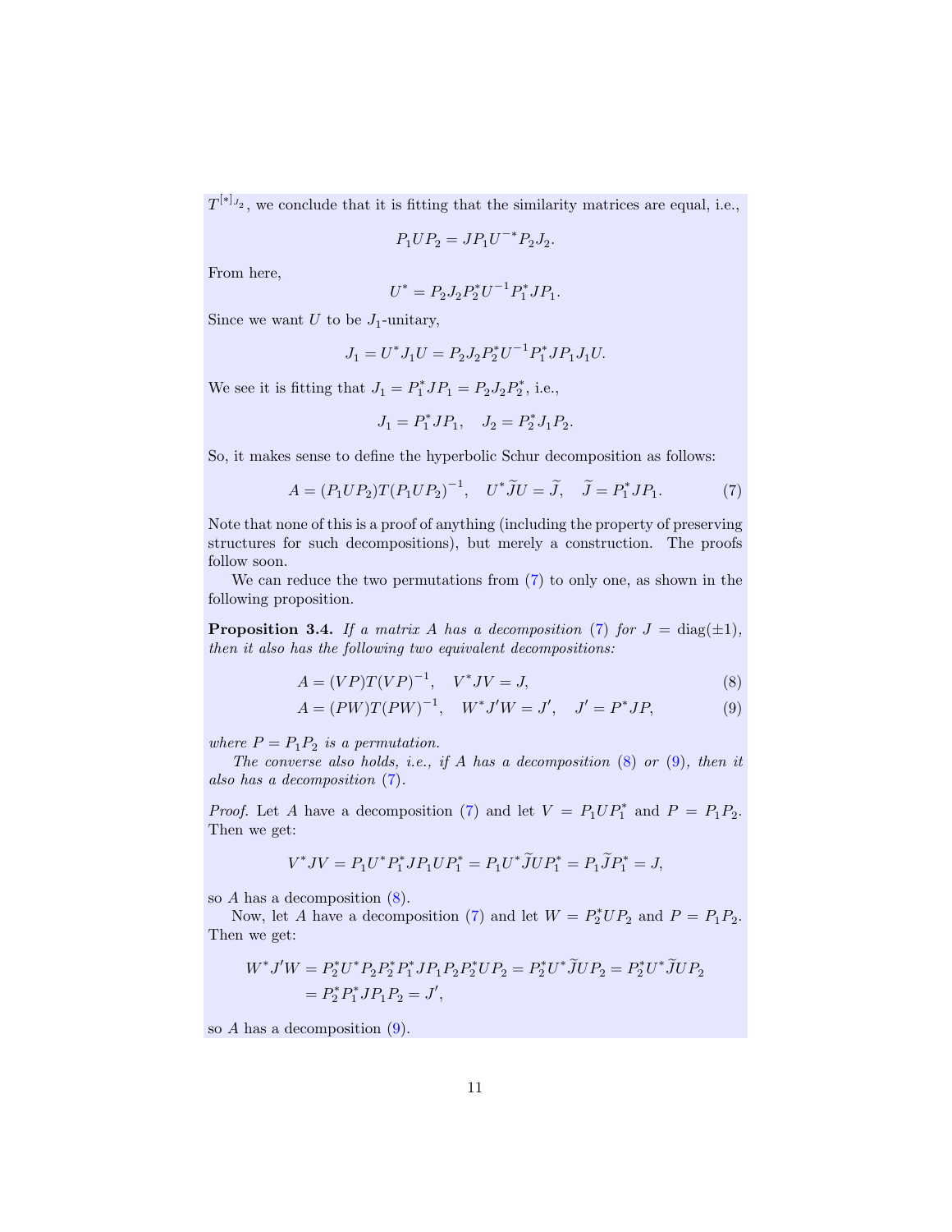$T^{[*]_{J_2}}$, we conclude that it is fitting that the similarity matrices are equal, i.e.,

$$P_1 U P_2 = J P_1 U^{-*} P_2 J_2.$$

From here,

$$U^* = P_2 J_2 P_2^* U^{-1} P_1^* J P_1.$$

Since we want $U$ to be $J_1$-unitary,

$$J_1 = U^* J_1 U = P_2 J_2 P_2^* U^{-1} P_1^* J P_1 J_1 U.$$

We see it is fitting that $J_1 = P_1^* J P_1 = P_2 J_2 P_2^*$, i.e.,

$$J_1 = P_1^* J P_1, \quad J_2 = P_2^* J_1 P_2.$$

So, it makes sense to define the hyperbolic Schur decomposition as follows:

$$A = (P_1 U P_2) T (P_1 U P_2)^{-1}, \quad U^* \widetilde{J} U = \widetilde{J}, \quad \widetilde{J} = P_1^* J P_1. \tag{7}$$

Note that none of this is a proof of anything (including the property of preserving structures for such decompositions), but merely a construction. The proofs follow soon.

We can reduce the two permutations from (7) to only one, as shown in the following proposition.

**Proposition 3.4.** *If a matrix $A$ has a decomposition (7) for $J = \operatorname{diag}(\pm 1)$, then it also has the following two equivalent decompositions:*

$$A = (VP) T (VP)^{-1}, \quad V^* J V = J, \tag{8}$$

$$A = (PW) T (PW)^{-1}, \quad W^* J' W = J', \quad J' = P^* J P, \tag{9}$$

*where $P = P_1 P_2$ is a permutation.*

*The converse also holds, i.e., if $A$ has a decomposition (8) or (9), then it also has a decomposition (7).*

*Proof.* Let $A$ have a decomposition (7) and let $V = P_1 U P_1^*$ and $P = P_1 P_2$. Then we get:

$$V^* J V = P_1 U^* P_1^* J P_1 U P_1^* = P_1 U^* \widetilde{J} U P_1^* = P_1 \widetilde{J} P_1^* = J,$$

so $A$ has a decomposition (8).

Now, let $A$ have a decomposition (7) and let $W = P_2^* U P_2$ and $P = P_1 P_2$. Then we get:

$$\begin{aligned} W^* J' W &= P_2^* U^* P_2 P_2^* P_1^* J P_1 P_2 P_2^* U P_2 = P_2^* U^* \widetilde{J} U P_2 = P_2^* U^* \widetilde{J} U P_2 \\ &= P_2^* P_1^* J P_1 P_2 = J', \end{aligned}$$

so $A$ has a decomposition (9).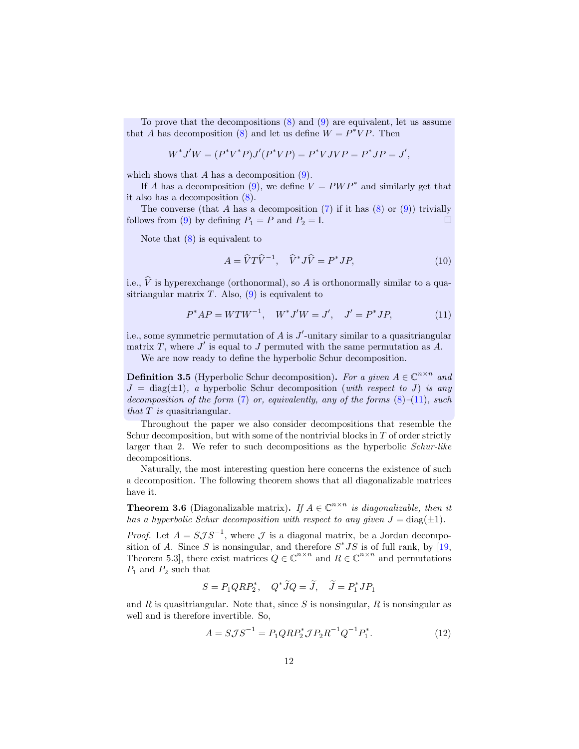To prove that the decompositions (8) and (9) are equivalent, let us assume that $A$ has decomposition (8) and let us define $W = P^*VP$. Then

$$W^*J'W = (P^*V^*P)J'(P^*VP) = P^*VJVP = P^*JP = J',$$

which shows that $A$ has a decomposition (9).

If $A$ has a decomposition (9), we define $V = PWP^*$ and similarly get that it also has a decomposition (8).

The converse (that $A$ has a decomposition (7) if it has (8) or (9)) trivially follows from (9) by defining $P_1 = P$ and $P_2 = \mathrm{I}$. □

Note that (8) is equivalent to

$$A = \widehat{V}T\widehat{V}^{-1}, \quad \widehat{V}^*J\widehat{V} = P^*JP, \tag{10}$$

i.e., $\widehat{V}$ is hyperexchange (orthonormal), so $A$ is orthonormally similar to a quasitriangular matrix $T$. Also, (9) is equivalent to

$$P^*AP = WTW^{-1}, \quad W^*J'W = J', \quad J' = P^*JP, \tag{11}$$

i.e., some symmetric permutation of $A$ is $J'$-unitary similar to a quasitriangular matrix $T$, where $J'$ is equal to $J$ permuted with the same permutation as $A$.

We are now ready to define the hyperbolic Schur decomposition.

**Definition 3.5** (Hyperbolic Schur decomposition)**.** *For a given $A \in \mathbb{C}^{n\times n}$ and $J = \mathrm{diag}(\pm 1)$, a* hyperbolic Schur decomposition *(with respect to $J$) is any decomposition of the form (7) or, equivalently, any of the forms (8)–(11), such that $T$ is* quasitriangular.

Throughout the paper we also consider decompositions that resemble the Schur decomposition, but with some of the nontrivial blocks in $T$ of order strictly larger than 2. We refer to such decompositions as the hyperbolic *Schur-like* decompositions.

Naturally, the most interesting question here concerns the existence of such a decomposition. The following theorem shows that all diagonalizable matrices have it.

**Theorem 3.6** (Diagonalizable matrix)**.** *If $A \in \mathbb{C}^{n\times n}$ is diagonalizable, then it has a hyperbolic Schur decomposition with respect to any given $J = \mathrm{diag}(\pm 1)$.*

*Proof.* Let $A = S\mathcal{J}S^{-1}$, where $\mathcal{J}$ is a diagonal matrix, be a Jordan decomposition of $A$. Since $S$ is nonsingular, and therefore $S^*JS$ is of full rank, by [19, Theorem 5.3], there exist matrices $Q \in \mathbb{C}^{n\times n}$ and $R \in \mathbb{C}^{n\times n}$ and permutations $P_1$ and $P_2$ such that

$$S = P_1QRP_2^*, \quad Q^*\widetilde{J}Q = \widetilde{J}, \quad \widetilde{J} = P_1^*JP_1$$

and $R$ is quasitriangular. Note that, since $S$ is nonsingular, $R$ is nonsingular as well and is therefore invertible. So,

$$A = S\mathcal{J}S^{-1} = P_1QRP_2^*\mathcal{J}P_2R^{-1}Q^{-1}P_1^*. \tag{12}$$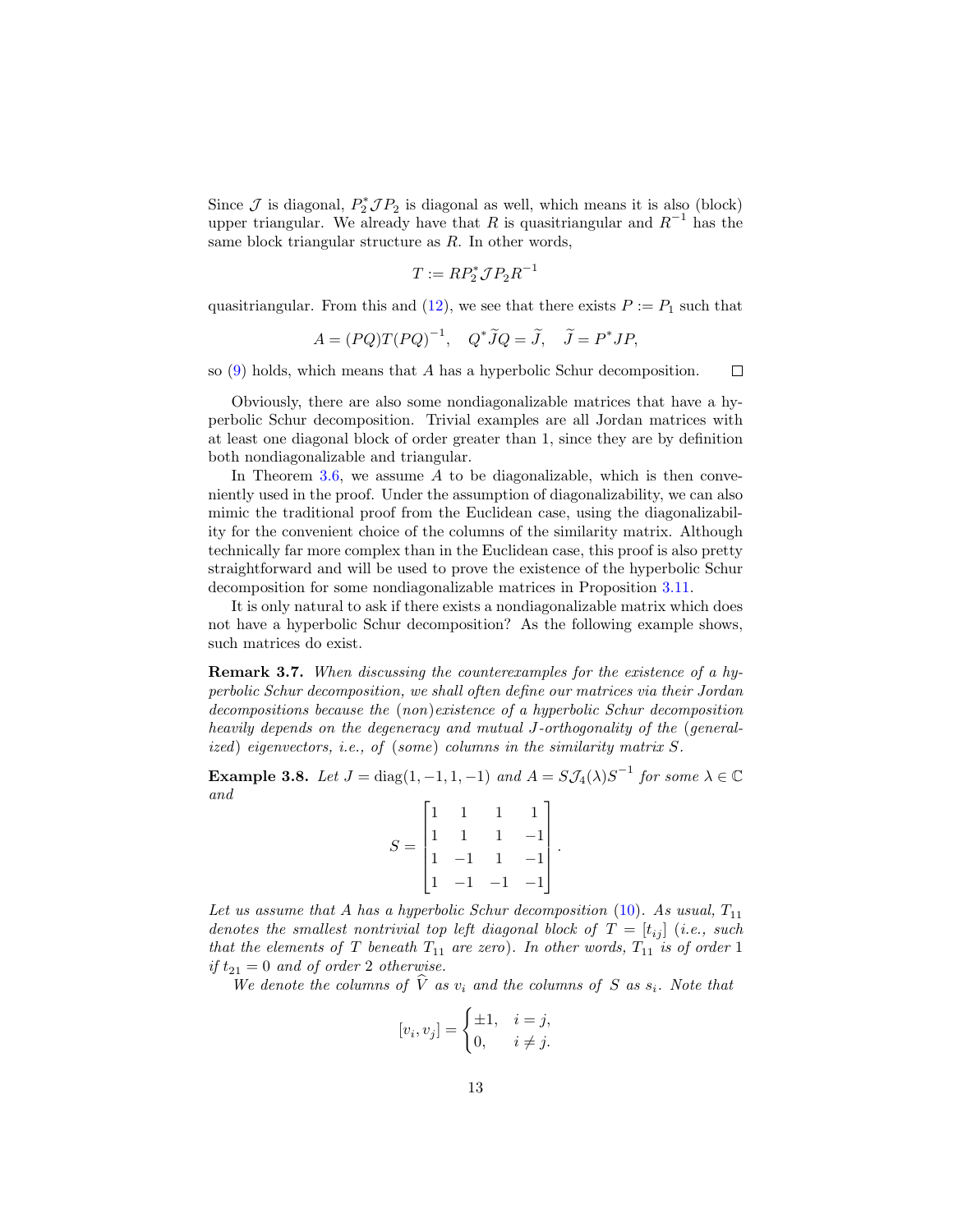Since $\mathcal{J}$ is diagonal, $P_2^* \mathcal{J} P_2$ is diagonal as well, which means it is also (block) upper triangular. We already have that $R$ is quasitriangular and $R^{-1}$ has the same block triangular structure as $R$. In other words,

$$T := RP_2^* \mathcal{J} P_2 R^{-1}$$

quasitriangular. From this and (12), we see that there exists $P := P_1$ such that

$$A = (PQ)T(PQ)^{-1}, \quad Q^* \widetilde{J} Q = \widetilde{J}, \quad \widetilde{J} = P^* J P,$$

so (9) holds, which means that $A$ has a hyperbolic Schur decomposition. □

Obviously, there are also some nondiagonalizable matrices that have a hyperbolic Schur decomposition. Trivial examples are all Jordan matrices with at least one diagonal block of order greater than 1, since they are by definition both nondiagonalizable and triangular.

In Theorem 3.6, we assume $A$ to be diagonalizable, which is then conveniently used in the proof. Under the assumption of diagonalizability, we can also mimic the traditional proof from the Euclidean case, using the diagonalizability for the convenient choice of the columns of the similarity matrix. Although technically far more complex than in the Euclidean case, this proof is also pretty straightforward and will be used to prove the existence of the hyperbolic Schur decomposition for some nondiagonalizable matrices in Proposition 3.11.

It is only natural to ask if there exists a nondiagonalizable matrix which does not have a hyperbolic Schur decomposition? As the following example shows, such matrices do exist.

**Remark 3.7.** *When discussing the counterexamples for the existence of a hyperbolic Schur decomposition, we shall often define our matrices via their Jordan decompositions because the (non)existence of a hyperbolic Schur decomposition heavily depends on the degeneracy and mutual $J$-orthogonality of the (generalized) eigenvectors, i.e., of (some) columns in the similarity matrix $S$.*

**Example 3.8.** *Let $J = \operatorname{diag}(1, -1, 1, -1)$ and $A = S\mathcal{J}_4(\lambda)S^{-1}$ for some $\lambda \in \mathbb{C}$ and*

$$S = \begin{bmatrix} 1 & 1 & 1 & 1 \\ 1 & 1 & 1 & -1 \\ 1 & -1 & 1 & -1 \\ 1 & -1 & -1 & -1 \end{bmatrix}.$$

*Let us assume that $A$ has a hyperbolic Schur decomposition (10). As usual, $T_{11}$ denotes the smallest nontrivial top left diagonal block of $T = [t_{ij}]$ (i.e., such that the elements of $T$ beneath $T_{11}$ are zero). In other words, $T_{11}$ is of order 1 if $t_{21} = 0$ and of order 2 otherwise.*

*We denote the columns of $\widehat{V}$ as $v_i$ and the columns of $S$ as $s_i$. Note that*

$$[v_i, v_j] = \begin{cases} \pm 1, & i = j, \\ 0, & i \neq j. \end{cases}$$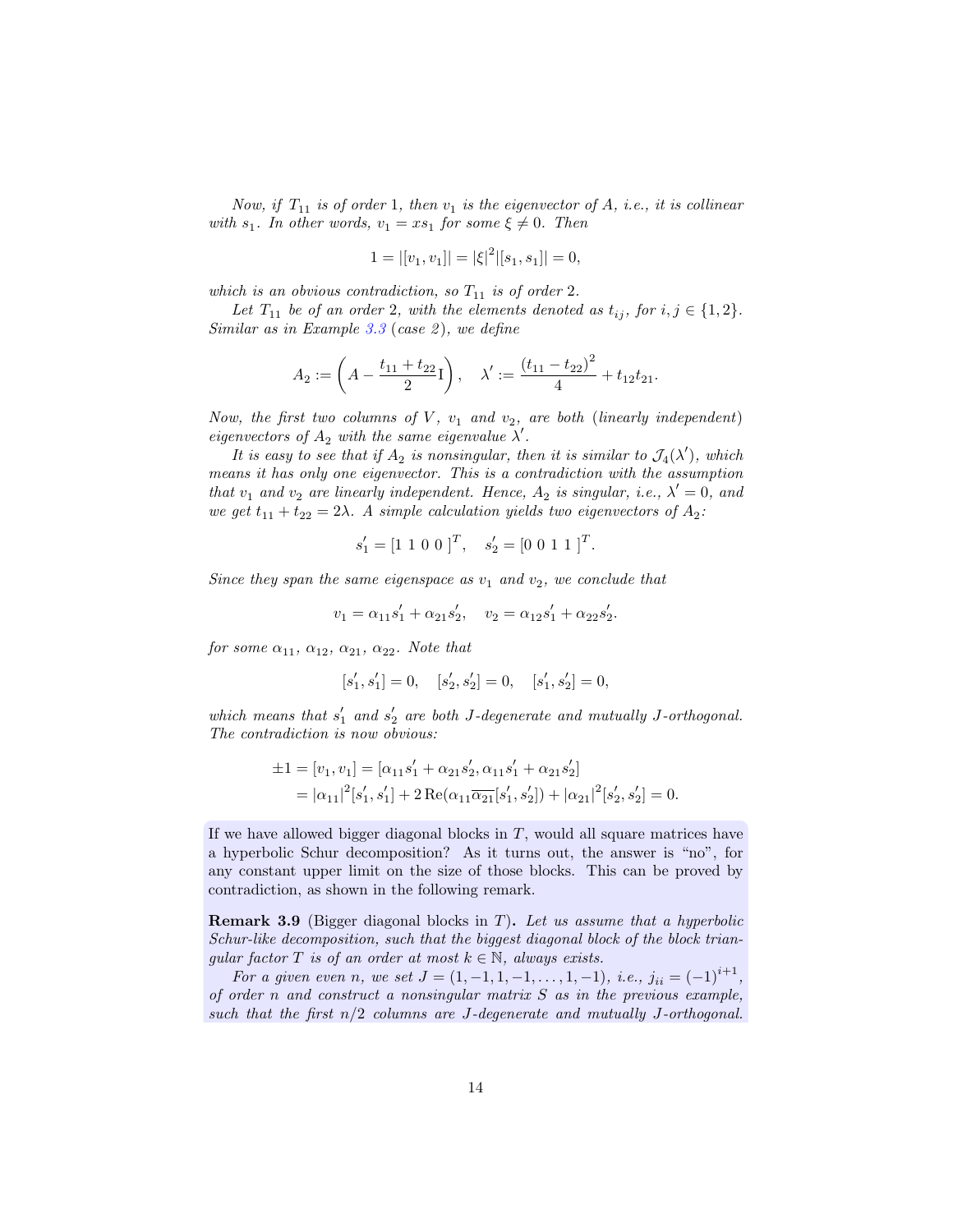*Now, if $T_{11}$ is of order 1, then $v_1$ is the eigenvector of $A$, i.e., it is collinear with $s_1$. In other words, $v_1 = xs_1$ for some $\xi \neq 0$. Then*

$$1 = |[v_1, v_1]| = |\xi|^2 |[s_1, s_1]| = 0,$$

*which is an obvious contradiction, so $T_{11}$ is of order 2.*

*Let $T_{11}$ be of an order 2, with the elements denoted as $t_{ij}$, for $i, j \in \{1, 2\}$. Similar as in Example 3.3 (case 2), we define*

$$A_2 := \left(A - \frac{t_{11} + t_{22}}{2}\mathrm{I}\right), \quad \lambda' := \frac{(t_{11} - t_{22})^2}{4} + t_{12}t_{21}.$$

*Now, the first two columns of $V$, $v_1$ and $v_2$, are both (linearly independent) eigenvectors of $A_2$ with the same eigenvalue $\lambda'$.*

*It is easy to see that if $A_2$ is nonsingular, then it is similar to $\mathcal{J}_4(\lambda')$, which means it has only one eigenvector. This is a contradiction with the assumption that $v_1$ and $v_2$ are linearly independent. Hence, $A_2$ is singular, i.e., $\lambda' = 0$, and we get $t_{11} + t_{22} = 2\lambda$. A simple calculation yields two eigenvectors of $A_2$:*

$$s'_1 = [1\ 1\ 0\ 0\ ]^T, \quad s'_2 = [0\ 0\ 1\ 1\ ]^T.$$

*Since they span the same eigenspace as $v_1$ and $v_2$, we conclude that*

$$v_1 = \alpha_{11}s'_1 + \alpha_{21}s'_2, \quad v_2 = \alpha_{12}s'_1 + \alpha_{22}s'_2.$$

*for some $\alpha_{11}$, $\alpha_{12}$, $\alpha_{21}$, $\alpha_{22}$. Note that*

$$[s'_1, s'_1] = 0, \quad [s'_2, s'_2] = 0, \quad [s'_1, s'_2] = 0,$$

*which means that $s'_1$ and $s'_2$ are both $J$-degenerate and mutually $J$-orthogonal. The contradiction is now obvious:*

$$\begin{aligned}
\pm 1 = [v_1, v_1] &= [\alpha_{11}s'_1 + \alpha_{21}s'_2, \alpha_{11}s'_1 + \alpha_{21}s'_2] \\
&= |\alpha_{11}|^2[s'_1, s'_1] + 2\,\mathrm{Re}(\alpha_{11}\overline{\alpha_{21}}[s'_1, s'_2]) + |\alpha_{21}|^2[s'_2, s'_2] = 0.
\end{aligned}$$

If we have allowed bigger diagonal blocks in $T$, would all square matrices have a hyperbolic Schur decomposition? As it turns out, the answer is "no", for any constant upper limit on the size of those blocks. This can be proved by contradiction, as shown in the following remark.

**Remark 3.9** (Bigger diagonal blocks in $T$)**.** *Let us assume that a hyperbolic Schur-like decomposition, such that the biggest diagonal block of the block triangular factor $T$ is of an order at most $k \in \mathbb{N}$, always exists.*

*For a given even $n$, we set $J = (1, -1, 1, -1, \dots, 1, -1)$, i.e., $j_{ii} = (-1)^{i+1}$, of order $n$ and construct a nonsingular matrix $S$ as in the previous example, such that the first $n/2$ columns are $J$-degenerate and mutually $J$-orthogonal.*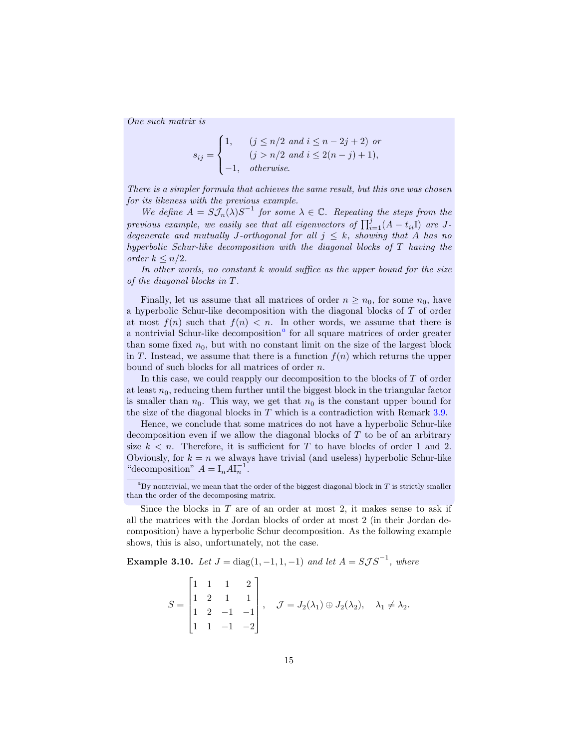*One such matrix is*

$$s_{ij} = \begin{cases} 1, & (j \le n/2 \text{ and } i \le n - 2j + 2) \text{ or} \\ & (j > n/2 \text{ and } i \le 2(n-j) + 1), \\ -1, & \text{otherwise.} \end{cases}$$

*There is a simpler formula that achieves the same result, but this one was chosen for its likeness with the previous example.*

*We define $A = S\mathcal{J}_n(\lambda)S^{-1}$ for some $\lambda \in \mathbb{C}$. Repeating the steps from the previous example, we easily see that all eigenvectors of $\prod_{i=1}^{j}(A - t_{ii}\mathrm{I})$ are $J$-degenerate and mutually $J$-orthogonal for all $j \le k$, showing that $A$ has no hyperbolic Schur-like decomposition with the diagonal blocks of $T$ having the order $k \le n/2$.*

*In other words, no constant $k$ would suffice as the upper bound for the size of the diagonal blocks in $T$.*

Finally, let us assume that all matrices of order $n \ge n_0$, for some $n_0$, have a hyperbolic Schur-like decomposition with the diagonal blocks of $T$ of order at most $f(n)$ such that $f(n) < n$. In other words, we assume that there is a nontrivial Schur-like decomposition[a] for all square matrices of order greater than some fixed $n_0$, but with no constant limit on the size of the largest block in $T$. Instead, we assume that there is a function $f(n)$ which returns the upper bound of such blocks for all matrices of order $n$.

In this case, we could reapply our decomposition to the blocks of $T$ of order at least $n_0$, reducing them further until the biggest block in the triangular factor is smaller than $n_0$. This way, we get that $n_0$ is the constant upper bound for the size of the diagonal blocks in $T$ which is a contradiction with Remark 3.9.

Hence, we conclude that some matrices do not have a hyperbolic Schur-like decomposition even if we allow the diagonal blocks of $T$ to be of an arbitrary size $k < n$. Therefore, it is sufficient for $T$ to have blocks of order 1 and 2. Obviously, for $k = n$ we always have trivial (and useless) hyperbolic Schur-like "decomposition" $A = \mathrm{I}_n A \mathrm{I}_n^{-1}$.

[a] By nontrivial, we mean that the order of the biggest diagonal block in $T$ is strictly smaller than the order of the decomposing matrix.

Since the blocks in $T$ are of an order at most 2, it makes sense to ask if all the matrices with the Jordan blocks of order at most 2 (in their Jordan decomposition) have a hyperbolic Schur decomposition. As the following example shows, this is also, unfortunately, not the case.

**Example 3.10.** *Let $J = \operatorname{diag}(1, -1, 1, -1)$ and let $A = S\mathcal{J}S^{-1}$, where*

$$S = \begin{bmatrix} 1 & 1 & 1 & 2 \\ 1 & 2 & 1 & 1 \\ 1 & 2 & -1 & -1 \\ 1 & 1 & -1 & -2 \end{bmatrix}, \quad \mathcal{J} = J_2(\lambda_1) \oplus J_2(\lambda_2), \quad \lambda_1 \ne \lambda_2.$$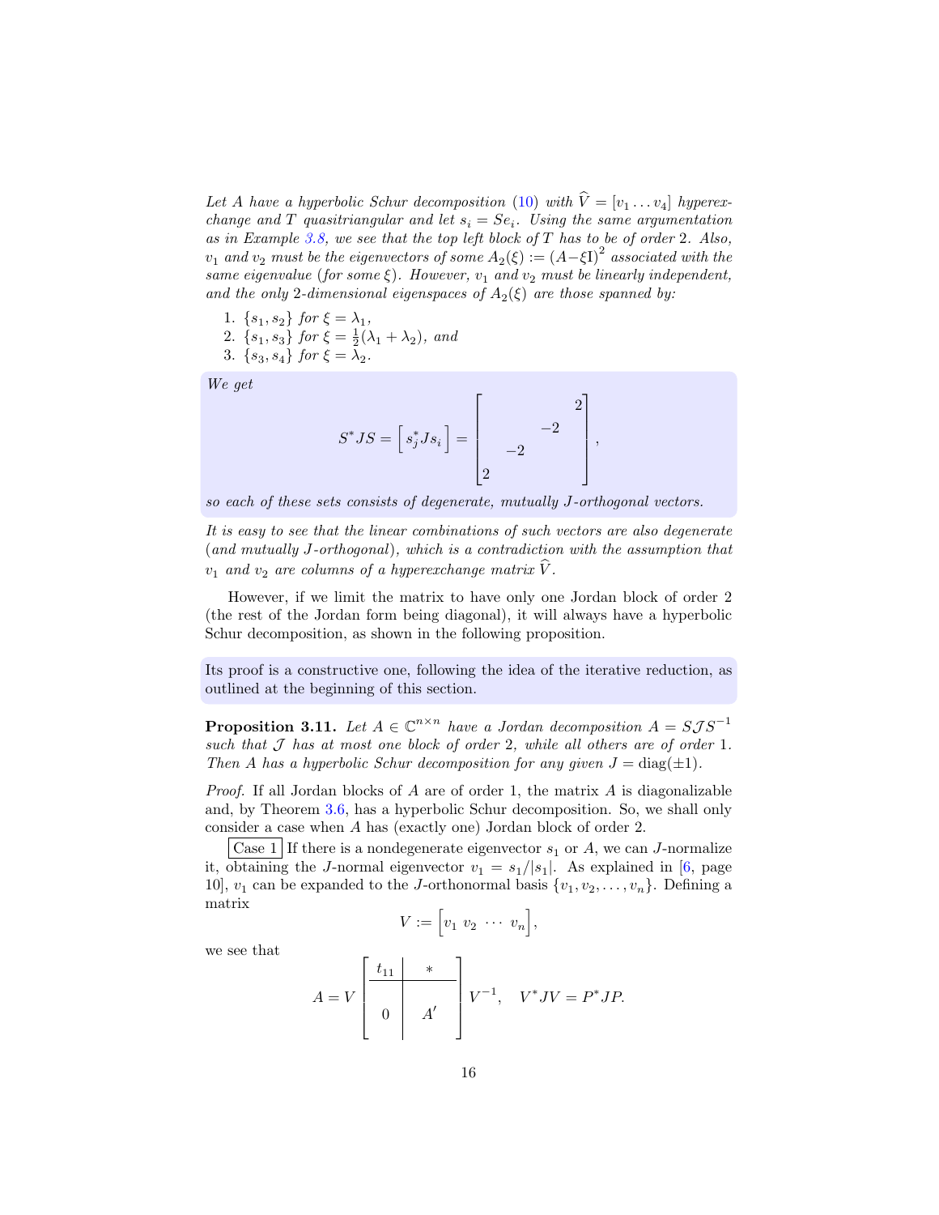*Let $A$ have a hyperbolic Schur decomposition (10) with $\widehat{V} = [v_1 \dots v_4]$ hyperexchange and $T$ quasitriangular and let $s_i = Se_i$. Using the same argumentation as in Example 3.8, we see that the top left block of $T$ has to be of order 2. Also, $v_1$ and $v_2$ must be the eigenvectors of some $A_2(\xi) := (A - \xi \mathrm{I})^2$ associated with the same eigenvalue (for some $\xi$). However, $v_1$ and $v_2$ must be linearly independent, and the only 2-dimensional eigenspaces of $A_2(\xi)$ are those spanned by:*

1. *$\{s_1, s_2\}$ for $\xi = \lambda_1$,*
2. *$\{s_1, s_3\}$ for $\xi = \frac{1}{2}(\lambda_1 + \lambda_2)$, and*
3. *$\{s_3, s_4\}$ for $\xi = \lambda_2$.*

*We get*

$$S^* J S = \begin{bmatrix} s_j^* J s_i \end{bmatrix} = \begin{bmatrix} & & & 2 \\ & & -2 & \\ & -2 & & \\ 2 & & & \end{bmatrix},$$

*so each of these sets consists of degenerate, mutually $J$-orthogonal vectors.*

*It is easy to see that the linear combinations of such vectors are also degenerate (and mutually $J$-orthogonal), which is a contradiction with the assumption that $v_1$ and $v_2$ are columns of a hyperexchange matrix $\widehat{V}$.*

However, if we limit the matrix to have only one Jordan block of order 2 (the rest of the Jordan form being diagonal), it will always have a hyperbolic Schur decomposition, as shown in the following proposition.

Its proof is a constructive one, following the idea of the iterative reduction, as outlined at the beginning of this section.

**Proposition 3.11.** *Let $A \in \mathbb{C}^{n \times n}$ have a Jordan decomposition $A = S \mathcal{J} S^{-1}$ such that $\mathcal{J}$ has at most one block of order 2, while all others are of order 1. Then $A$ has a hyperbolic Schur decomposition for any given $J = \operatorname{diag}(\pm 1)$.*

*Proof.* If all Jordan blocks of $A$ are of order 1, the matrix $A$ is diagonalizable and, by Theorem 3.6, has a hyperbolic Schur decomposition. So, we shall only consider a case when $A$ has (exactly one) Jordan block of order 2.

Case 1 If there is a nondegenerate eigenvector $s_1$ or $A$, we can $J$-normalize it, obtaining the $J$-normal eigenvector $v_1 = s_1 / |s_1|$. As explained in [6, page 10], $v_1$ can be expanded to the $J$-orthonormal basis $\{v_1, v_2, \dots, v_n\}$. Defining a matrix

$$V := \begin{bmatrix} v_1 \ v_2 \ \cdots \ v_n \end{bmatrix},$$

we see that

$$A = V \left[ \begin{array}{c|c} t_{11} & * \\ \hline 0 & A' \end{array} \right] V^{-1}, \quad V^* J V = P^* J P.$$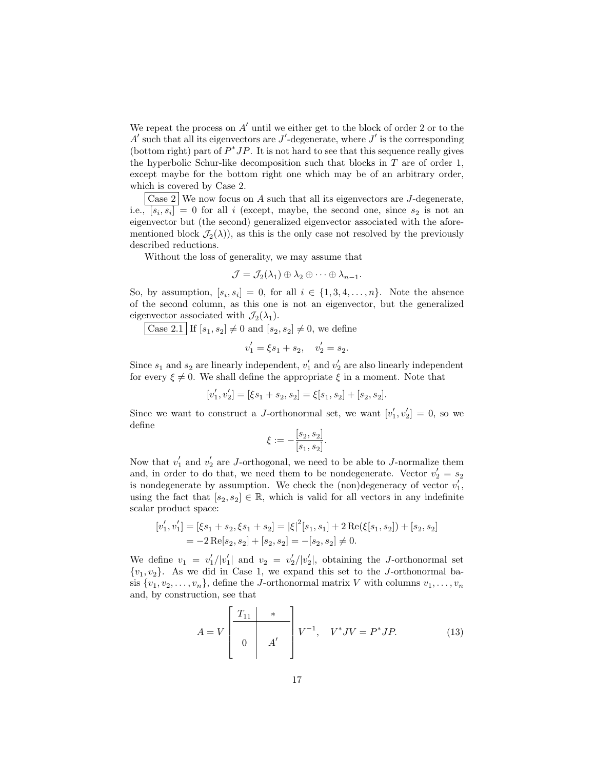We repeat the process on $A'$ until we either get to the block of order 2 or to the $A'$ such that all its eigenvectors are $J'$-degenerate, where $J'$ is the corresponding (bottom right) part of $P^*JP$. It is not hard to see that this sequence really gives the hyperbolic Schur-like decomposition such that blocks in $T$ are of order 1, except maybe for the bottom right one which may be of an arbitrary order, which is covered by Case 2.

**Case 2** We now focus on $A$ such that all its eigenvectors are $J$-degenerate, i.e., $[s_i, s_i] = 0$ for all $i$ (except, maybe, the second one, since $s_2$ is not an eigenvector but (the second) generalized eigenvector associated with the aforementioned block $\mathcal{J}_2(\lambda)$), as this is the only case not resolved by the previously described reductions.

Without the loss of generality, we may assume that

$$\mathcal{J} = \mathcal{J}_2(\lambda_1) \oplus \lambda_2 \oplus \cdots \oplus \lambda_{n-1}.$$

So, by assumption, $[s_i, s_i] = 0$, for all $i \in \{1, 3, 4, \ldots, n\}$. Note the absence of the second column, as this one is not an eigenvector, but the generalized eigenvector associated with $\mathcal{J}_2(\lambda_1)$.

**Case 2.1** If $[s_1, s_2] \neq 0$ and $[s_2, s_2] \neq 0$, we define

$$v_1' = \xi s_1 + s_2, \quad v_2' = s_2.$$

Since $s_1$ and $s_2$ are linearly independent, $v_1'$ and $v_2'$ are also linearly independent for every $\xi \neq 0$. We shall define the appropriate $\xi$ in a moment. Note that

$$[v_1', v_2'] = [\xi s_1 + s_2, s_2] = \xi[s_1, s_2] + [s_2, s_2].$$

Since we want to construct a $J$-orthonormal set, we want $[v_1', v_2'] = 0$, so we define

$$\xi := -\frac{[s_2, s_2]}{[s_1, s_2]}.$$

Now that $v_1'$ and $v_2'$ are $J$-orthogonal, we need to be able to $J$-normalize them and, in order to do that, we need them to be nondegenerate. Vector $v_2' = s_2$ is nondegenerate by assumption. We check the (non)degeneracy of vector $v_1'$, using the fact that $[s_2, s_2] \in \mathbb{R}$, which is valid for all vectors in any indefinite scalar product space:

$$\begin{aligned}
[v_1', v_1'] &= [\xi s_1 + s_2, \xi s_1 + s_2] = |\xi|^2 [s_1, s_1] + 2\operatorname{Re}(\xi[s_1, s_2]) + [s_2, s_2] \\
&= -2\operatorname{Re}[s_2, s_2] + [s_2, s_2] = -[s_2, s_2] \neq 0.
\end{aligned}$$

We define $v_1 = v_1'/|v_1'|$ and $v_2 = v_2'/|v_2'|$, obtaining the $J$-orthonormal set $\{v_1, v_2\}$. As we did in Case 1, we expand this set to the $J$-orthonormal basis $\{v_1, v_2, \ldots, v_n\}$, define the $J$-orthonormal matrix $V$ with columns $v_1, \ldots, v_n$ and, by construction, see that

$$A = V \left[ \begin{array}{c|c} T_{11} & * \\ \hline 0 & A' \end{array} \right] V^{-1}, \quad V^*JV = P^*JP. \tag{13}$$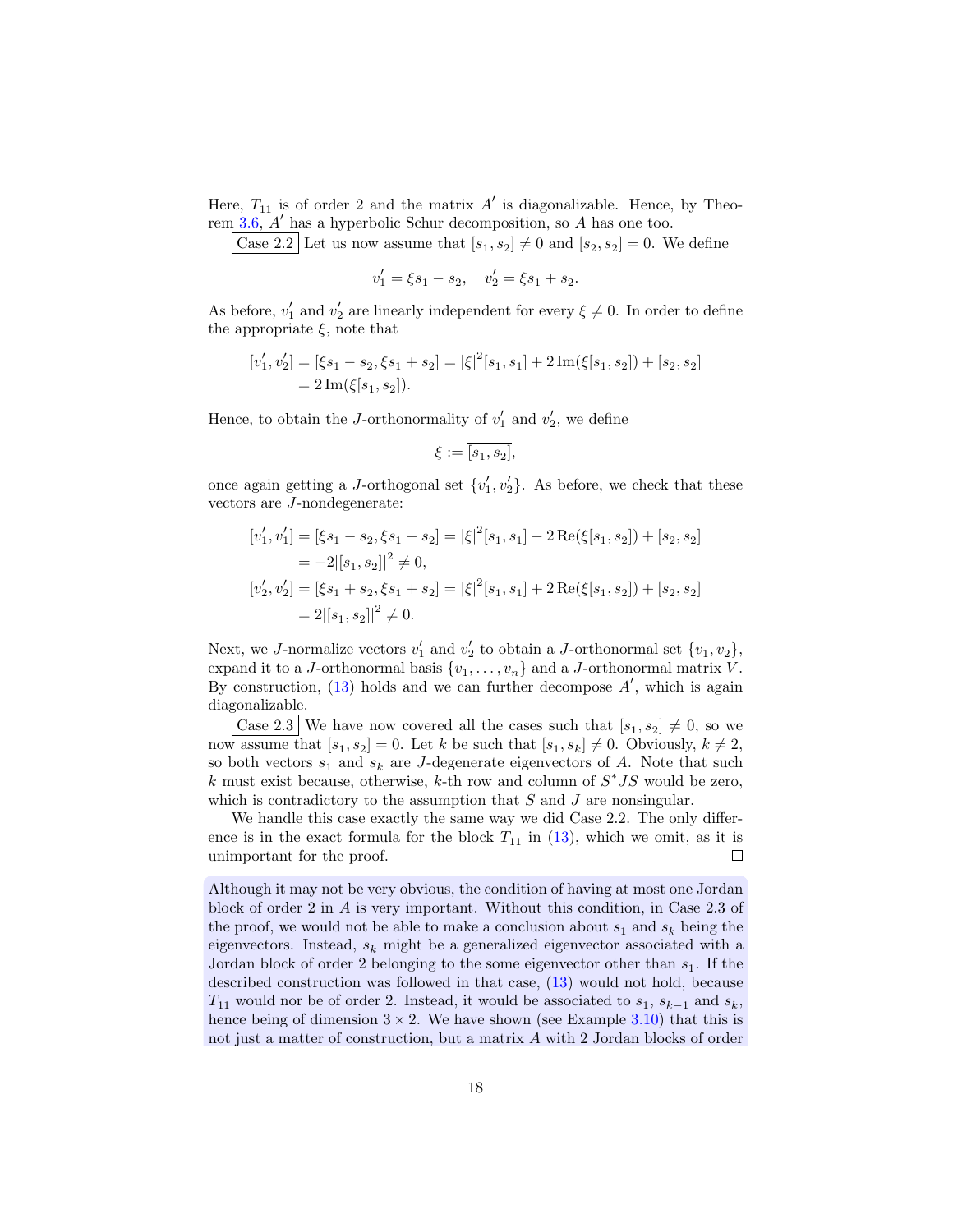Here, $T_{11}$ is of order 2 and the matrix $A'$ is diagonalizable. Hence, by Theorem 3.6, $A'$ has a hyperbolic Schur decomposition, so $A$ has one too.

Case 2.2 Let us now assume that $[s_1, s_2] \neq 0$ and $[s_2, s_2] = 0$. We define

$$v_1' = \xi s_1 - s_2, \quad v_2' = \xi s_1 + s_2.$$

As before, $v_1'$ and $v_2'$ are linearly independent for every $\xi \neq 0$. In order to define the appropriate $\xi$, note that

$$\begin{aligned}[][v_1', v_2'] &= [\xi s_1 - s_2, \xi s_1 + s_2] = |\xi|^2 [s_1, s_1] + 2 \operatorname{Im}(\xi [s_1, s_2]) + [s_2, s_2] \\ &= 2 \operatorname{Im}(\xi [s_1, s_2]).\end{aligned}$$

Hence, to obtain the $J$-orthonormality of $v_1'$ and $v_2'$, we define

$$\xi := \overline{[s_1, s_2]},$$

once again getting a $J$-orthogonal set $\{v_1', v_2'\}$. As before, we check that these vectors are $J$-nondegenerate:

$$\begin{aligned}[][v_1', v_1'] &= [\xi s_1 - s_2, \xi s_1 - s_2] = |\xi|^2 [s_1, s_1] - 2 \operatorname{Re}(\xi [s_1, s_2]) + [s_2, s_2] \\ &= -2 |[s_1, s_2]|^2 \neq 0, \\ [v_2', v_2'] &= [\xi s_1 + s_2, \xi s_1 + s_2] = |\xi|^2 [s_1, s_1] + 2 \operatorname{Re}(\xi [s_1, s_2]) + [s_2, s_2] \\ &= 2 |[s_1, s_2]|^2 \neq 0.\end{aligned}$$

Next, we $J$-normalize vectors $v_1'$ and $v_2'$ to obtain a $J$-orthonormal set $\{v_1, v_2\}$, expand it to a $J$-orthonormal basis $\{v_1, \ldots, v_n\}$ and a $J$-orthonormal matrix $V$. By construction, (13) holds and we can further decompose $A'$, which is again diagonalizable.

Case 2.3 We have now covered all the cases such that $[s_1, s_2] \neq 0$, so we now assume that $[s_1, s_2] = 0$. Let $k$ be such that $[s_1, s_k] \neq 0$. Obviously, $k \neq 2$, so both vectors $s_1$ and $s_k$ are $J$-degenerate eigenvectors of $A$. Note that such $k$ must exist because, otherwise, $k$-th row and column of $S^* J S$ would be zero, which is contradictory to the assumption that $S$ and $J$ are nonsingular.

We handle this case exactly the same way we did Case 2.2. The only difference is in the exact formula for the block $T_{11}$ in (13), which we omit, as it is unimportant for the proof. □

Although it may not be very obvious, the condition of having at most one Jordan block of order 2 in $A$ is very important. Without this condition, in Case 2.3 of the proof, we would not be able to make a conclusion about $s_1$ and $s_k$ being the eigenvectors. Instead, $s_k$ might be a generalized eigenvector associated with a Jordan block of order 2 belonging to the some eigenvector other than $s_1$. If the described construction was followed in that case, (13) would not hold, because $T_{11}$ would nor be of order 2. Instead, it would be associated to $s_1$, $s_{k-1}$ and $s_k$, hence being of dimension $3 \times 2$. We have shown (see Example 3.10) that this is not just a matter of construction, but a matrix $A$ with 2 Jordan blocks of order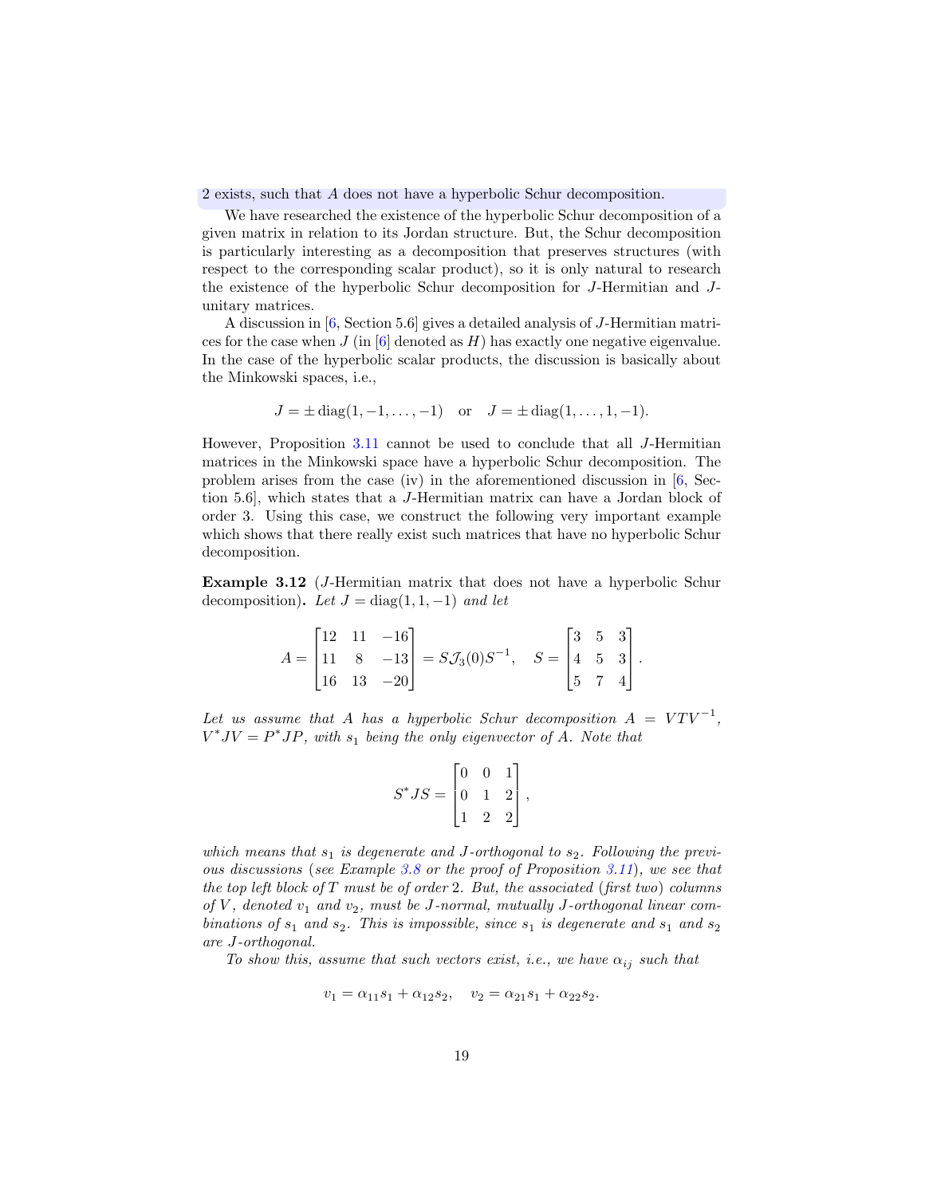2 exists, such that $A$ does not have a hyperbolic Schur decomposition.

We have researched the existence of the hyperbolic Schur decomposition of a given matrix in relation to its Jordan structure. But, the Schur decomposition is particularly interesting as a decomposition that preserves structures (with respect to the corresponding scalar product), so it is only natural to research the existence of the hyperbolic Schur decomposition for $J$-Hermitian and $J$-unitary matrices.

A discussion in [6, Section 5.6] gives a detailed analysis of $J$-Hermitian matrices for the case when $J$ (in [6] denoted as $H$) has exactly one negative eigenvalue. In the case of the hyperbolic scalar products, the discussion is basically about the Minkowski spaces, i.e.,

$$J = \pm \operatorname{diag}(1, -1, \dots, -1) \quad \text{or} \quad J = \pm \operatorname{diag}(1, \dots, 1, -1).$$

However, Proposition 3.11 cannot be used to conclude that all $J$-Hermitian matrices in the Minkowski space have a hyperbolic Schur decomposition. The problem arises from the case (iv) in the aforementioned discussion in [6, Section 5.6], which states that a $J$-Hermitian matrix can have a Jordan block of order 3. Using this case, we construct the following very important example which shows that there really exist such matrices that have no hyperbolic Schur decomposition.

**Example 3.12** ($J$-Hermitian matrix that does not have a hyperbolic Schur decomposition)**.** *Let $J = \operatorname{diag}(1, 1, -1)$ and let*

$$A = \begin{bmatrix} 12 & 11 & -16 \\ 11 & 8 & -13 \\ 16 & 13 & -20 \end{bmatrix} = S\mathcal{J}_3(0)S^{-1}, \quad S = \begin{bmatrix} 3 & 5 & 3 \\ 4 & 5 & 3 \\ 5 & 7 & 4 \end{bmatrix}.$$

*Let us assume that $A$ has a hyperbolic Schur decomposition $A = VTV^{-1}$, $V^*JV = P^*JP$, with $s_1$ being the only eigenvector of $A$. Note that*

$$S^*JS = \begin{bmatrix} 0 & 0 & 1 \\ 0 & 1 & 2 \\ 1 & 2 & 2 \end{bmatrix},$$

*which means that $s_1$ is degenerate and $J$-orthogonal to $s_2$. Following the previous discussions (see Example 3.8 or the proof of Proposition 3.11), we see that the top left block of $T$ must be of order 2. But, the associated (first two) columns of $V$, denoted $v_1$ and $v_2$, must be $J$-normal, mutually $J$-orthogonal linear combinations of $s_1$ and $s_2$. This is impossible, since $s_1$ is degenerate and $s_1$ and $s_2$ are $J$-orthogonal.*

*To show this, assume that such vectors exist, i.e., we have $\alpha_{ij}$ such that*

$$v_1 = \alpha_{11}s_1 + \alpha_{12}s_2, \quad v_2 = \alpha_{21}s_1 + \alpha_{22}s_2.$$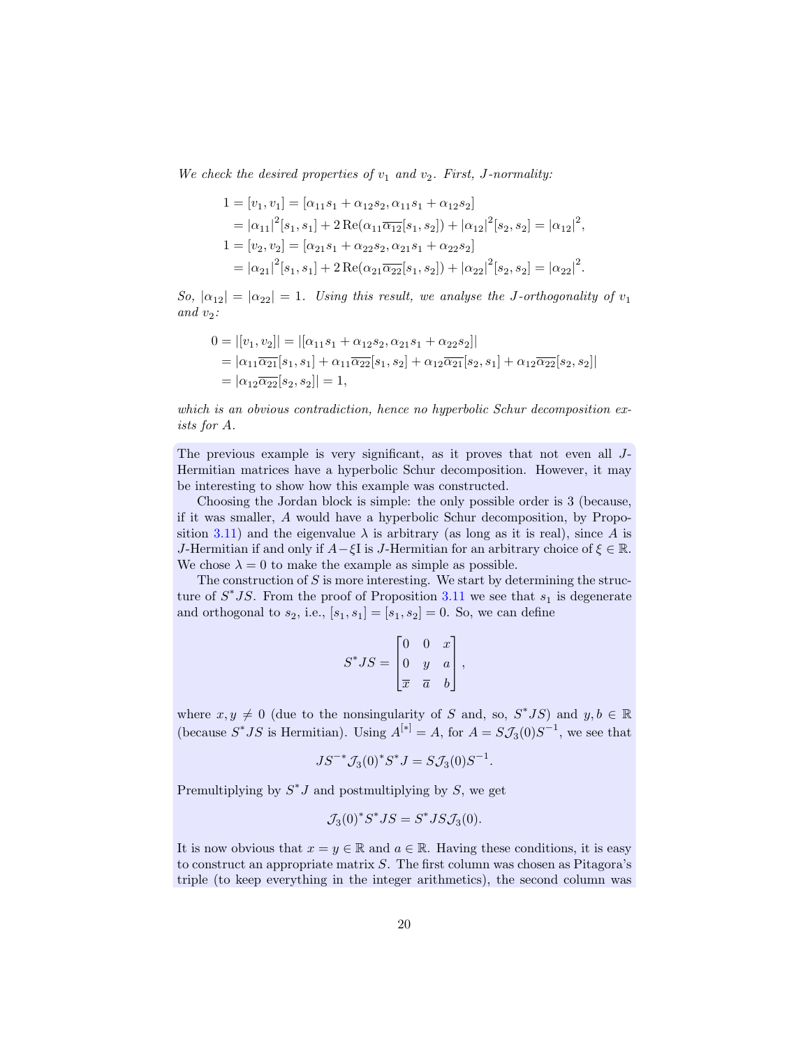*We check the desired properties of $v_1$ and $v_2$. First, $J$-normality:*

$$\begin{aligned}
1 = [v_1, v_1] &= [\alpha_{11}s_1 + \alpha_{12}s_2, \alpha_{11}s_1 + \alpha_{12}s_2] \\
&= |\alpha_{11}|^2[s_1, s_1] + 2\,\mathrm{Re}(\alpha_{11}\overline{\alpha_{12}}[s_1, s_2]) + |\alpha_{12}|^2[s_2, s_2] = |\alpha_{12}|^2, \\
1 = [v_2, v_2] &= [\alpha_{21}s_1 + \alpha_{22}s_2, \alpha_{21}s_1 + \alpha_{22}s_2] \\
&= |\alpha_{21}|^2[s_1, s_1] + 2\,\mathrm{Re}(\alpha_{21}\overline{\alpha_{22}}[s_1, s_2]) + |\alpha_{22}|^2[s_2, s_2] = |\alpha_{22}|^2.
\end{aligned}$$

*So, $|\alpha_{12}| = |\alpha_{22}| = 1$. Using this result, we analyse the $J$-orthogonality of $v_1$ and $v_2$:*

$$\begin{aligned}
0 = |[v_1, v_2]| &= |[\alpha_{11}s_1 + \alpha_{12}s_2, \alpha_{21}s_1 + \alpha_{22}s_2]| \\
&= |\alpha_{11}\overline{\alpha_{21}}[s_1, s_1] + \alpha_{11}\overline{\alpha_{22}}[s_1, s_2] + \alpha_{12}\overline{\alpha_{21}}[s_2, s_1] + \alpha_{12}\overline{\alpha_{22}}[s_2, s_2]| \\
&= |\alpha_{12}\overline{\alpha_{22}}[s_2, s_2]| = 1,
\end{aligned}$$

*which is an obvious contradiction, hence no hyperbolic Schur decomposition exists for $A$.*

The previous example is very significant, as it proves that not even all $J$-Hermitian matrices have a hyperbolic Schur decomposition. However, it may be interesting to show how this example was constructed.

Choosing the Jordan block is simple: the only possible order is 3 (because, if it was smaller, $A$ would have a hyperbolic Schur decomposition, by Proposition 3.11) and the eigenvalue $\lambda$ is arbitrary (as long as it is real), since $A$ is $J$-Hermitian if and only if $A - \xi\mathrm{I}$ is $J$-Hermitian for an arbitrary choice of $\xi \in \mathbb{R}$. We chose $\lambda = 0$ to make the example as simple as possible.

The construction of $S$ is more interesting. We start by determining the structure of $S^*JS$. From the proof of Proposition 3.11 we see that $s_1$ is degenerate and orthogonal to $s_2$, i.e., $[s_1, s_1] = [s_1, s_2] = 0$. So, we can define

$$S^*JS = \begin{bmatrix} 0 & 0 & x \\ 0 & y & a \\ \overline{x} & \overline{a} & b \end{bmatrix},$$

where $x, y \neq 0$ (due to the nonsingularity of $S$ and, so, $S^*JS$) and $y, b \in \mathbb{R}$ (because $S^*JS$ is Hermitian). Using $A^{[*]} = A$, for $A = S\mathcal{J}_3(0)S^{-1}$, we see that

$$JS^{-*}\mathcal{J}_3(0)^*S^*J = S\mathcal{J}_3(0)S^{-1}.$$

Premultiplying by $S^*J$ and postmultiplying by $S$, we get

$$\mathcal{J}_3(0)^*S^*JS = S^*JS\mathcal{J}_3(0).$$

It is now obvious that $x = y \in \mathbb{R}$ and $a \in \mathbb{R}$. Having these conditions, it is easy to construct an appropriate matrix $S$. The first column was chosen as Pitagora's triple (to keep everything in the integer arithmetics), the second column was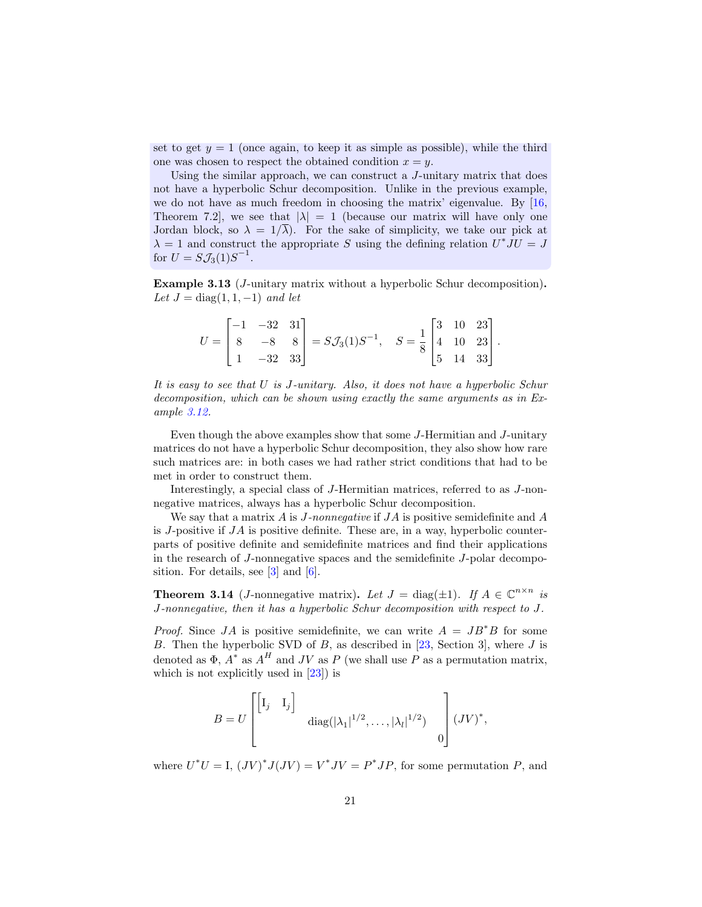set to get $y = 1$ (once again, to keep it as simple as possible), while the third one was chosen to respect the obtained condition $x = y$.

Using the similar approach, we can construct a $J$-unitary matrix that does not have a hyperbolic Schur decomposition. Unlike in the previous example, we do not have as much freedom in choosing the matrix' eigenvalue. By [16, Theorem 7.2], we see that $|\lambda| = 1$ (because our matrix will have only one Jordan block, so $\lambda = 1/\overline{\lambda}$). For the sake of simplicity, we take our pick at $\lambda = 1$ and construct the appropriate $S$ using the defining relation $U^* J U = J$ for $U = S\mathcal{J}_3(1)S^{-1}$.

**Example 3.13** ($J$-unitary matrix without a hyperbolic Schur decomposition)**.** *Let* $J = \operatorname{diag}(1, 1, -1)$ *and let*

$$U = \begin{bmatrix} -1 & -32 & 31 \\ 8 & -8 & 8 \\ 1 & -32 & 33 \end{bmatrix} = S\mathcal{J}_3(1)S^{-1}, \quad S = \frac{1}{8}\begin{bmatrix} 3 & 10 & 23 \\ 4 & 10 & 23 \\ 5 & 14 & 33 \end{bmatrix}.$$

*It is easy to see that $U$ is $J$-unitary. Also, it does not have a hyperbolic Schur decomposition, which can be shown using exactly the same arguments as in Example 3.12.*

Even though the above examples show that some $J$-Hermitian and $J$-unitary matrices do not have a hyperbolic Schur decomposition, they also show how rare such matrices are: in both cases we had rather strict conditions that had to be met in order to construct them.

Interestingly, a special class of $J$-Hermitian matrices, referred to as $J$-nonnegative matrices, always has a hyperbolic Schur decomposition.

We say that a matrix $A$ is *$J$-nonnegative* if $JA$ is positive semidefinite and $A$ is $J$-positive if $JA$ is positive definite. These are, in a way, hyperbolic counterparts of positive definite and semidefinite matrices and find their applications in the research of $J$-nonnegative spaces and the semidefinite $J$-polar decomposition. For details, see [3] and [6].

**Theorem 3.14** ($J$-nonnegative matrix)**.** *Let $J = \operatorname{diag}(\pm 1)$. If $A \in \mathbb{C}^{n\times n}$ is $J$-nonnegative, then it has a hyperbolic Schur decomposition with respect to $J$.*

*Proof.* Since $JA$ is positive semidefinite, we can write $A = JB^*B$ for some $B$. Then the hyperbolic SVD of $B$, as described in [23, Section 3], where $J$ is denoted as $\Phi$, $A^*$ as $A^H$ and $JV$ as $P$ (we shall use $P$ as a permutation matrix, which is not explicitly used in [23]) is

$$B = U \begin{bmatrix} \begin{bmatrix} \mathrm{I}_j & \mathrm{I}_j \end{bmatrix} & & \\ & \operatorname{diag}(|\lambda_1|^{1/2}, \dots, |\lambda_l|^{1/2}) & \\ & & 0 \end{bmatrix} (JV)^*,$$

where $U^*U = \mathrm{I}$, $(JV)^*J(JV) = V^*JV = P^*JP$, for some permutation $P$, and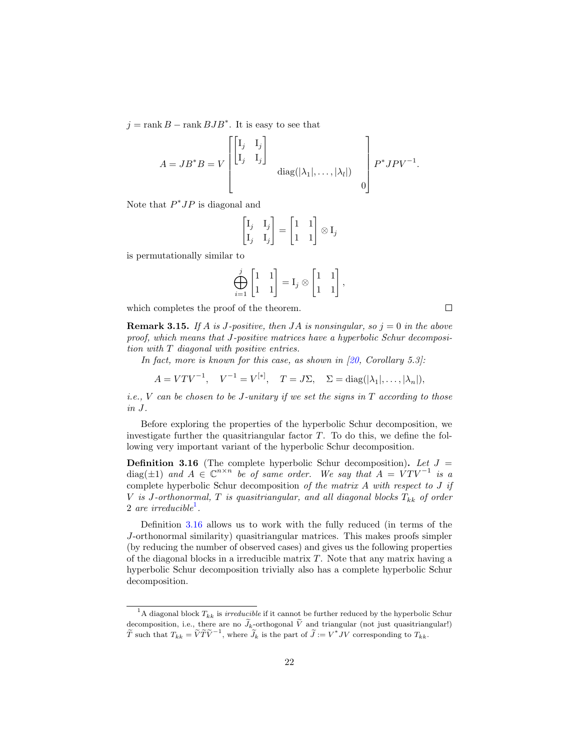$j = \operatorname{rank} B - \operatorname{rank} BJB^*$. It is easy to see that

$$A = JB^*B = V \begin{bmatrix} \begin{bmatrix} \mathrm{I}_j & \mathrm{I}_j \\ \mathrm{I}_j & \mathrm{I}_j \end{bmatrix} & & \\ & \operatorname{diag}(|\lambda_1|, \ldots, |\lambda_l|) & \\ & & 0 \end{bmatrix} P^* J P V^{-1}.$$

Note that $P^*JP$ is diagonal and

$$\begin{bmatrix} \mathrm{I}_j & \mathrm{I}_j \\ \mathrm{I}_j & \mathrm{I}_j \end{bmatrix} = \begin{bmatrix} 1 & 1 \\ 1 & 1 \end{bmatrix} \otimes \mathrm{I}_j$$

is permutationally similar to

$$\bigoplus_{i=1}^{j} \begin{bmatrix} 1 & 1 \\ 1 & 1 \end{bmatrix} = \mathrm{I}_j \otimes \begin{bmatrix} 1 & 1 \\ 1 & 1 \end{bmatrix},$$

which completes the proof of the theorem. □

**Remark 3.15.** *If $A$ is $J$-positive, then $JA$ is nonsingular, so $j = 0$ in the above proof, which means that $J$-positive matrices have a hyperbolic Schur decomposition with $T$ diagonal with positive entries.*

*In fact, more is known for this case, as shown in [20, Corollary 5.3]:*

$$A = VTV^{-1}, \quad V^{-1} = V^{[*]}, \quad T = J\Sigma, \quad \Sigma = \operatorname{diag}(|\lambda_1|, \ldots, |\lambda_n|),$$

*i.e., $V$ can be chosen to be $J$-unitary if we set the signs in $T$ according to those in $J$.*

Before exploring the properties of the hyperbolic Schur decomposition, we investigate further the quasitriangular factor $T$. To do this, we define the following very important variant of the hyperbolic Schur decomposition.

**Definition 3.16** (The complete hyperbolic Schur decomposition)**.** *Let $J = \operatorname{diag}(\pm 1)$ and $A \in \mathbb{C}^{n \times n}$ be of same order. We say that $A = VTV^{-1}$ is a* complete hyperbolic Schur decomposition *of the matrix $A$ with respect to $J$ if $V$ is $J$-orthonormal, $T$ is quasitriangular, and all diagonal blocks $T_{kk}$ of order 2 are irreducible*[1]*.*

Definition 3.16 allows us to work with the fully reduced (in terms of the $J$-orthonormal similarity) quasitriangular matrices. This makes proofs simpler (by reducing the number of observed cases) and gives us the following properties of the diagonal blocks in a irreducible matrix $T$. Note that any matrix having a hyperbolic Schur decomposition trivially also has a complete hyperbolic Schur decomposition.

---

[1] A diagonal block $T_{kk}$ is *irreducible* if it cannot be further reduced by the hyperbolic Schur decomposition, i.e., there are no $\widetilde{J}_k$-orthogonal $\widetilde{V}$ and triangular (not just quasitriangular!) $\widetilde{T}$ such that $T_{kk} = \widetilde{V}\widetilde{T}\widetilde{V}^{-1}$, where $\widetilde{J}_k$ is the part of $\widetilde{J} := V^*JV$ corresponding to $T_{kk}$.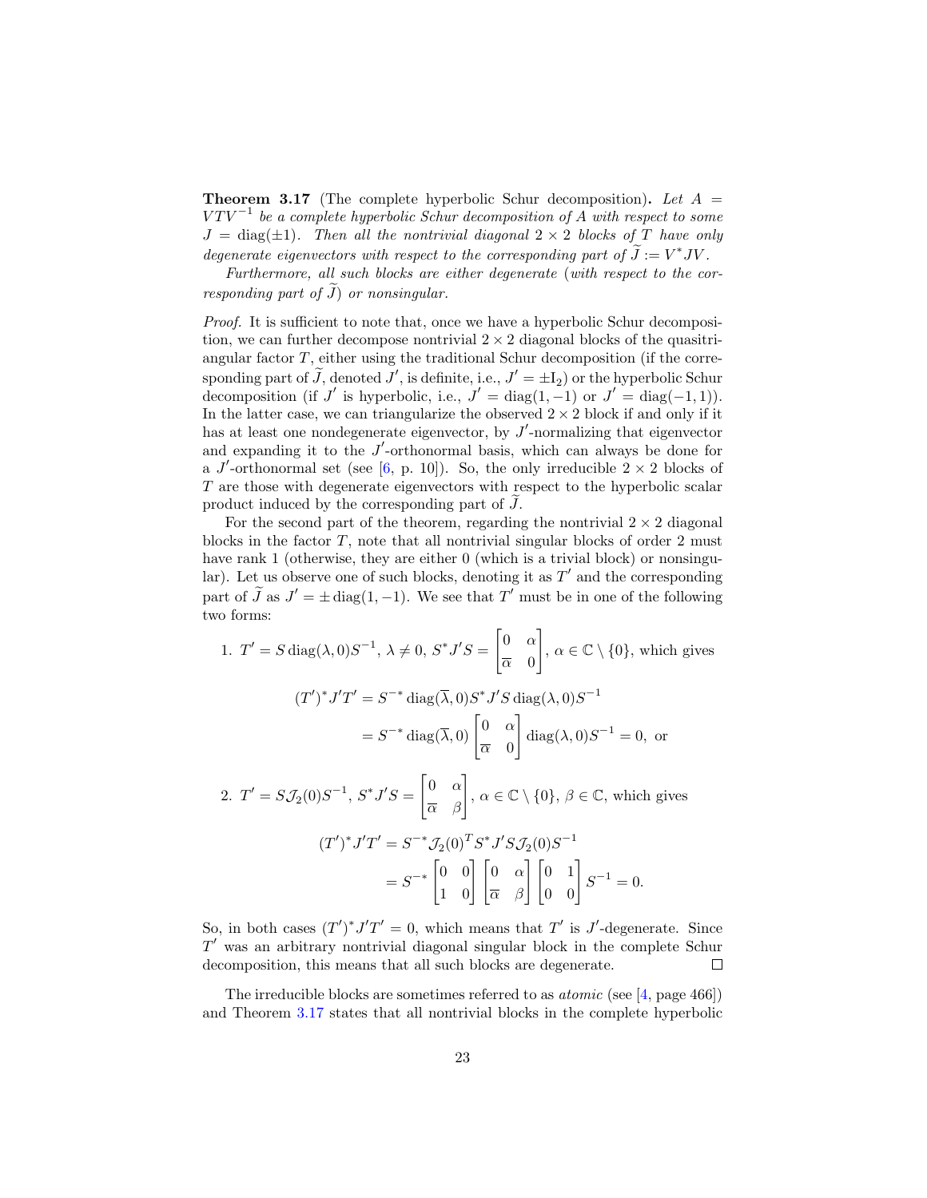**Theorem 3.17** (The complete hyperbolic Schur decomposition)**.** *Let $A = VTV^{-1}$ be a complete hyperbolic Schur decomposition of $A$ with respect to some $J = \operatorname{diag}(\pm 1)$. Then all the nontrivial diagonal $2 \times 2$ blocks of $T$ have only degenerate eigenvectors with respect to the corresponding part of $\widetilde{J} := V^* J V$.*

*Furthermore, all such blocks are either degenerate (with respect to the corresponding part of $\widetilde{J}$) or nonsingular.*

*Proof.* It is sufficient to note that, once we have a hyperbolic Schur decomposition, we can further decompose nontrivial $2 \times 2$ diagonal blocks of the quasitriangular factor $T$, either using the traditional Schur decomposition (if the corresponding part of $\widetilde{J}$, denoted $J'$, is definite, i.e., $J' = \pm \mathrm{I}_2$) or the hyperbolic Schur decomposition (if $J'$ is hyperbolic, i.e., $J' = \operatorname{diag}(1, -1)$ or $J' = \operatorname{diag}(-1, 1)$). In the latter case, we can triangularize the observed $2 \times 2$ block if and only if it has at least one nondegenerate eigenvector, by $J'$-normalizing that eigenvector and expanding it to the $J'$-orthonormal basis, which can always be done for a $J'$-orthonormal set (see [6, p. 10]). So, the only irreducible $2 \times 2$ blocks of $T$ are those with degenerate eigenvectors with respect to the hyperbolic scalar product induced by the corresponding part of $\widetilde{J}$.

For the second part of the theorem, regarding the nontrivial $2 \times 2$ diagonal blocks in the factor $T$, note that all nontrivial singular blocks of order 2 must have rank 1 (otherwise, they are either 0 (which is a trivial block) or nonsingular). Let us observe one of such blocks, denoting it as $T'$ and the corresponding part of $\widetilde{J}$ as $J' = \pm \operatorname{diag}(1, -1)$. We see that $T'$ must be in one of the following two forms:

1. $T' = S \operatorname{diag}(\lambda, 0) S^{-1}$, $\lambda \neq 0$, $S^* J' S = \begin{bmatrix} 0 & \alpha \\ \overline{\alpha} & 0 \end{bmatrix}$, $\alpha \in \mathbb{C} \setminus \{0\}$, which gives

$$\begin{aligned}(T')^* J' T' &= S^{-*} \operatorname{diag}(\overline{\lambda}, 0) S^* J' S \operatorname{diag}(\lambda, 0) S^{-1} \\ &= S^{-*} \operatorname{diag}(\overline{\lambda}, 0) \begin{bmatrix} 0 & \alpha \\ \overline{\alpha} & 0 \end{bmatrix} \operatorname{diag}(\lambda, 0) S^{-1} = 0, \text{ or}\end{aligned}$$

2. $T' = S \mathcal{J}_2(0) S^{-1}$, $S^* J' S = \begin{bmatrix} 0 & \alpha \\ \overline{\alpha} & \beta \end{bmatrix}$, $\alpha \in \mathbb{C} \setminus \{0\}$, $\beta \in \mathbb{C}$, which gives

$$\begin{aligned}(T')^* J' T' &= S^{-*} \mathcal{J}_2(0)^T S^* J' S \mathcal{J}_2(0) S^{-1} \\ &= S^{-*} \begin{bmatrix} 0 & 0 \\ 1 & 0 \end{bmatrix} \begin{bmatrix} 0 & \alpha \\ \overline{\alpha} & \beta \end{bmatrix} \begin{bmatrix} 0 & 1 \\ 0 & 0 \end{bmatrix} S^{-1} = 0.\end{aligned}$$

So, in both cases $(T')^* J' T' = 0$, which means that $T'$ is $J'$-degenerate. Since $T'$ was an arbitrary nontrivial diagonal singular block in the complete Schur decomposition, this means that all such blocks are degenerate. ∎

The irreducible blocks are sometimes referred to as *atomic* (see [4, page 466]) and Theorem 3.17 states that all nontrivial blocks in the complete hyperbolic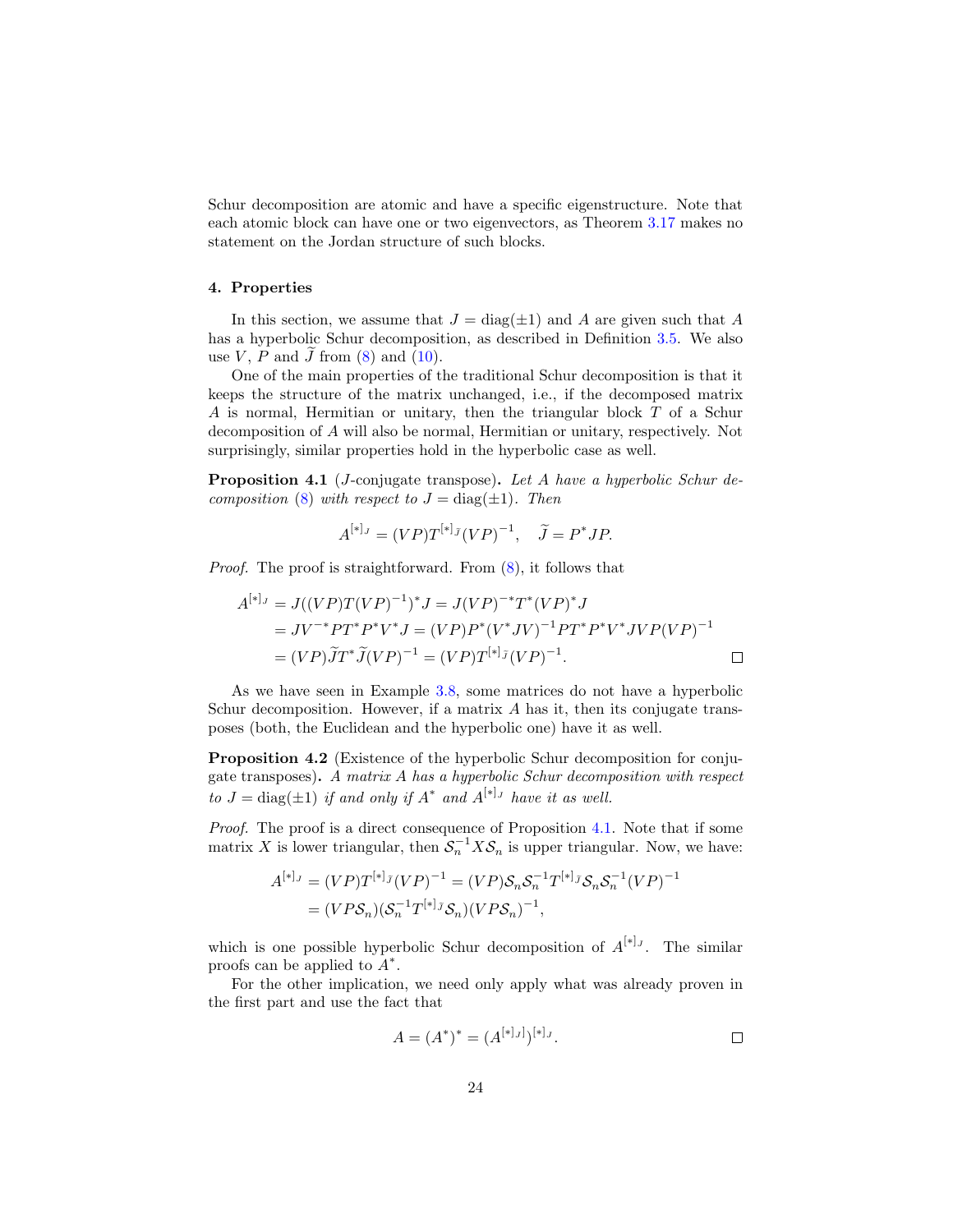Schur decomposition are atomic and have a specific eigenstructure. Note that each atomic block can have one or two eigenvectors, as Theorem 3.17 makes no statement on the Jordan structure of such blocks.

## 4. Properties

In this section, we assume that $J = \operatorname{diag}(\pm 1)$ and $A$ are given such that $A$ has a hyperbolic Schur decomposition, as described in Definition 3.5. We also use $V$, $P$ and $\widetilde{J}$ from (8) and (10).

One of the main properties of the traditional Schur decomposition is that it keeps the structure of the matrix unchanged, i.e., if the decomposed matrix $A$ is normal, Hermitian or unitary, then the triangular block $T$ of a Schur decomposition of $A$ will also be normal, Hermitian or unitary, respectively. Not surprisingly, similar properties hold in the hyperbolic case as well.

**Proposition 4.1** ($J$-conjugate transpose)**.** *Let $A$ have a hyperbolic Schur decomposition (8) with respect to $J = \operatorname{diag}(\pm 1)$. Then*

$$A^{[*]_J} = (VP)T^{[*]_{\widetilde{J}}}(VP)^{-1}, \quad \widetilde{J} = P^* J P.$$

*Proof.* The proof is straightforward. From (8), it follows that

$$\begin{aligned}
A^{[*]_J} &= J((VP)T(VP)^{-1})^* J = J(VP)^{-*}T^*(VP)^* J \\
&= JV^{-*}PT^*P^*V^*J = (VP)P^*(V^*JV)^{-1}PT^*P^*V^*JVP(VP)^{-1} \\
&= (VP)\widetilde{J}T^*\widetilde{J}(VP)^{-1} = (VP)T^{[*]_{\widetilde{J}}}(VP)^{-1}.
\end{aligned}$$

□

As we have seen in Example 3.8, some matrices do not have a hyperbolic Schur decomposition. However, if a matrix $A$ has it, then its conjugate transposes (both, the Euclidean and the hyperbolic one) have it as well.

**Proposition 4.2** (Existence of the hyperbolic Schur decomposition for conjugate transposes)**.** *A matrix $A$ has a hyperbolic Schur decomposition with respect to $J = \operatorname{diag}(\pm 1)$ if and only if $A^*$ and $A^{[*]_J}$ have it as well.*

*Proof.* The proof is a direct consequence of Proposition 4.1. Note that if some matrix $X$ is lower triangular, then $\mathcal{S}_n^{-1} X \mathcal{S}_n$ is upper triangular. Now, we have:

$$\begin{aligned}
A^{[*]_J} &= (VP)T^{[*]_{\widetilde{J}}}(VP)^{-1} = (VP)\mathcal{S}_n\mathcal{S}_n^{-1}T^{[*]_{\widetilde{J}}}\mathcal{S}_n\mathcal{S}_n^{-1}(VP)^{-1} \\
&= (VP\mathcal{S}_n)(\mathcal{S}_n^{-1}T^{[*]_{\widetilde{J}}}\mathcal{S}_n)(VP\mathcal{S}_n)^{-1},
\end{aligned}$$

which is one possible hyperbolic Schur decomposition of $A^{[*]_J}$. The similar proofs can be applied to $A^*$.

For the other implication, we need only apply what was already proven in the first part and use the fact that

$$A = (A^*)^* = (A^{[*]_J})^{[*]_J}.$$

□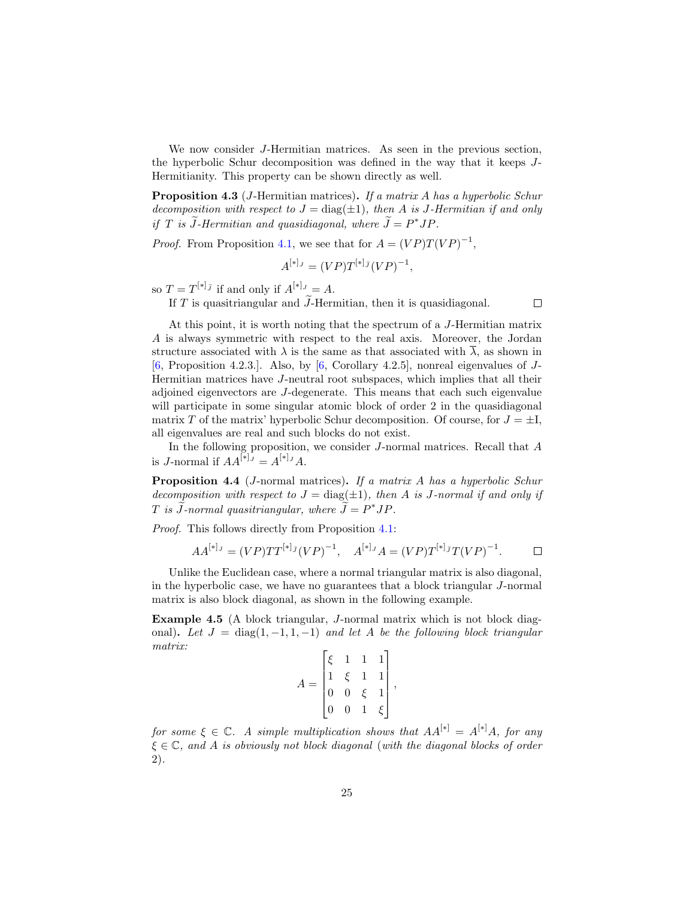We now consider $J$-Hermitian matrices. As seen in the previous section, the hyperbolic Schur decomposition was defined in the way that it keeps $J$-Hermitianity. This property can be shown directly as well.

**Proposition 4.3** ($J$-Hermitian matrices)**.** *If a matrix $A$ has a hyperbolic Schur decomposition with respect to $J = \operatorname{diag}(\pm 1)$, then $A$ is $J$-Hermitian if and only if $T$ is $\widetilde{J}$-Hermitian and quasidiagonal, where $\widetilde{J} = P^* J P$.*

*Proof.* From Proposition 4.1, we see that for $A = (VP)T(VP)^{-1}$,

$$A^{[*]_J} = (VP)T^{[*]_{\widetilde{J}}}(VP)^{-1},$$

so $T = T^{[*]_{\widetilde{J}}}$ if and only if $A^{[*]_J} = A$.

If $T$ is quasitriangular and $\widetilde{J}$-Hermitian, then it is quasidiagonal. □

At this point, it is worth noting that the spectrum of a $J$-Hermitian matrix $A$ is always symmetric with respect to the real axis. Moreover, the Jordan structure associated with $\lambda$ is the same as that associated with $\overline{\lambda}$, as shown in [6, Proposition 4.2.3.]. Also, by [6, Corollary 4.2.5], nonreal eigenvalues of $J$-Hermitian matrices have $J$-neutral root subspaces, which implies that all their adjoined eigenvectors are $J$-degenerate. This means that each such eigenvalue will participate in some singular atomic block of order 2 in the quasidiagonal matrix $T$ of the matrix' hyperbolic Schur decomposition. Of course, for $J = \pm \mathrm{I}$, all eigenvalues are real and such blocks do not exist.

In the following proposition, we consider $J$-normal matrices. Recall that $A$ is $J$-normal if $AA^{[*]_J} = A^{[*]_J}A$.

**Proposition 4.4** ($J$-normal matrices)**.** *If a matrix $A$ has a hyperbolic Schur decomposition with respect to $J = \operatorname{diag}(\pm 1)$, then $A$ is $J$-normal if and only if $T$ is $\widetilde{J}$-normal quasitriangular, where $\widetilde{J} = P^* J P$.*

*Proof.* This follows directly from Proposition 4.1:

$$AA^{[*]_J} = (VP)TT^{[*]_{\widetilde{J}}}(VP)^{-1}, \quad A^{[*]_J}A = (VP)T^{[*]_{\widetilde{J}}}T(VP)^{-1}. \qquad \square$$

Unlike the Euclidean case, where a normal triangular matrix is also diagonal, in the hyperbolic case, we have no guarantees that a block triangular $J$-normal matrix is also block diagonal, as shown in the following example.

**Example 4.5** (A block triangular, $J$-normal matrix which is not block diagonal)**.** *Let $J = \operatorname{diag}(1, -1, 1, -1)$ and let $A$ be the following block triangular matrix:*

$$A = \begin{bmatrix} \xi & 1 & 1 & 1 \\ 1 & \xi & 1 & 1 \\ 0 & 0 & \xi & 1 \\ 0 & 0 & 1 & \xi \end{bmatrix},$$

*for some $\xi \in \mathbb{C}$. A simple multiplication shows that $AA^{[*]} = A^{[*]}A$, for any $\xi \in \mathbb{C}$, and $A$ is obviously not block diagonal (with the diagonal blocks of order 2).*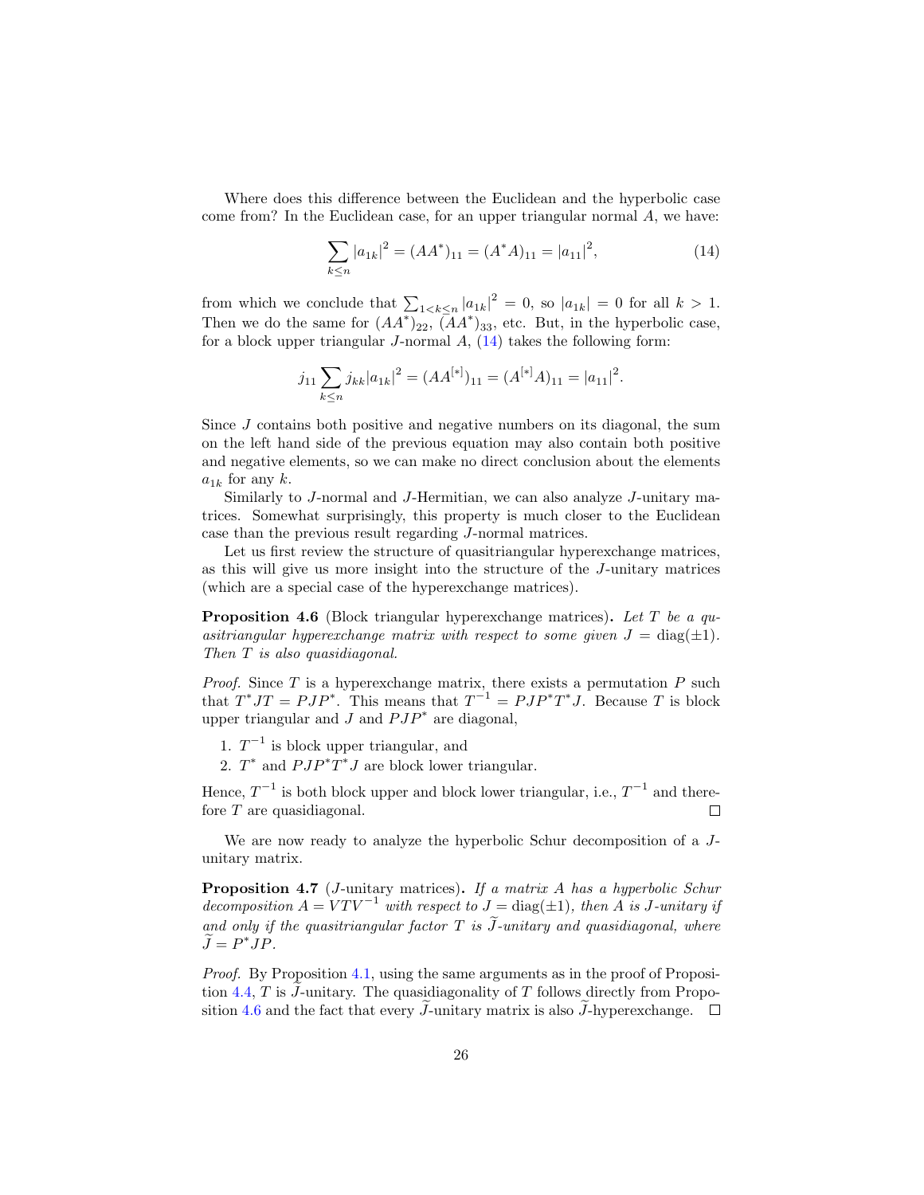Where does this difference between the Euclidean and the hyperbolic case come from? In the Euclidean case, for an upper triangular normal $A$, we have:

$$\sum_{k \le n} |a_{1k}|^2 = (AA^*)_{11} = (A^*A)_{11} = |a_{11}|^2, \tag{14}$$

from which we conclude that $\sum_{1<k\le n} |a_{1k}|^2 = 0$, so $|a_{1k}| = 0$ for all $k > 1$. Then we do the same for $(AA^*)_{22}$, $(AA^*)_{33}$, etc. But, in the hyperbolic case, for a block upper triangular $J$-normal $A$, (14) takes the following form:

$$j_{11} \sum_{k \le n} j_{kk} |a_{1k}|^2 = (AA^{[*]})_{11} = (A^{[*]}A)_{11} = |a_{11}|^2.$$

Since $J$ contains both positive and negative numbers on its diagonal, the sum on the left hand side of the previous equation may also contain both positive and negative elements, so we can make no direct conclusion about the elements $a_{1k}$ for any $k$.

Similarly to $J$-normal and $J$-Hermitian, we can also analyze $J$-unitary matrices. Somewhat surprisingly, this property is much closer to the Euclidean case than the previous result regarding $J$-normal matrices.

Let us first review the structure of quasitriangular hyperexchange matrices, as this will give us more insight into the structure of the $J$-unitary matrices (which are a special case of the hyperexchange matrices).

**Proposition 4.6** (Block triangular hyperexchange matrices)**.** *Let $T$ be a quasitriangular hyperexchange matrix with respect to some given $J = \operatorname{diag}(\pm 1)$. Then $T$ is also quasidiagonal.*

*Proof.* Since $T$ is a hyperexchange matrix, there exists a permutation $P$ such that $T^*JT = PJP^*$. This means that $T^{-1} = PJP^*T^*J$. Because $T$ is block upper triangular and $J$ and $PJP^*$ are diagonal,

1. $T^{-1}$ is block upper triangular, and
2. $T^*$ and $PJP^*T^*J$ are block lower triangular.

Hence, $T^{-1}$ is both block upper and block lower triangular, i.e., $T^{-1}$ and therefore $T$ are quasidiagonal. $\square$

We are now ready to analyze the hyperbolic Schur decomposition of a $J$-unitary matrix.

**Proposition 4.7** ($J$-unitary matrices)**.** *If a matrix $A$ has a hyperbolic Schur decomposition $A = VTV^{-1}$ with respect to $J = \operatorname{diag}(\pm 1)$, then $A$ is $J$-unitary if and only if the quasitriangular factor $T$ is $\widetilde{J}$-unitary and quasidiagonal, where $\widetilde{J} = P^*JP$.*

*Proof.* By Proposition 4.1, using the same arguments as in the proof of Proposition 4.4, $T$ is $\widetilde{J}$-unitary. The quasidiagonality of $T$ follows directly from Proposition 4.6 and the fact that every $\widetilde{J}$-unitary matrix is also $\widetilde{J}$-hyperexchange. $\square$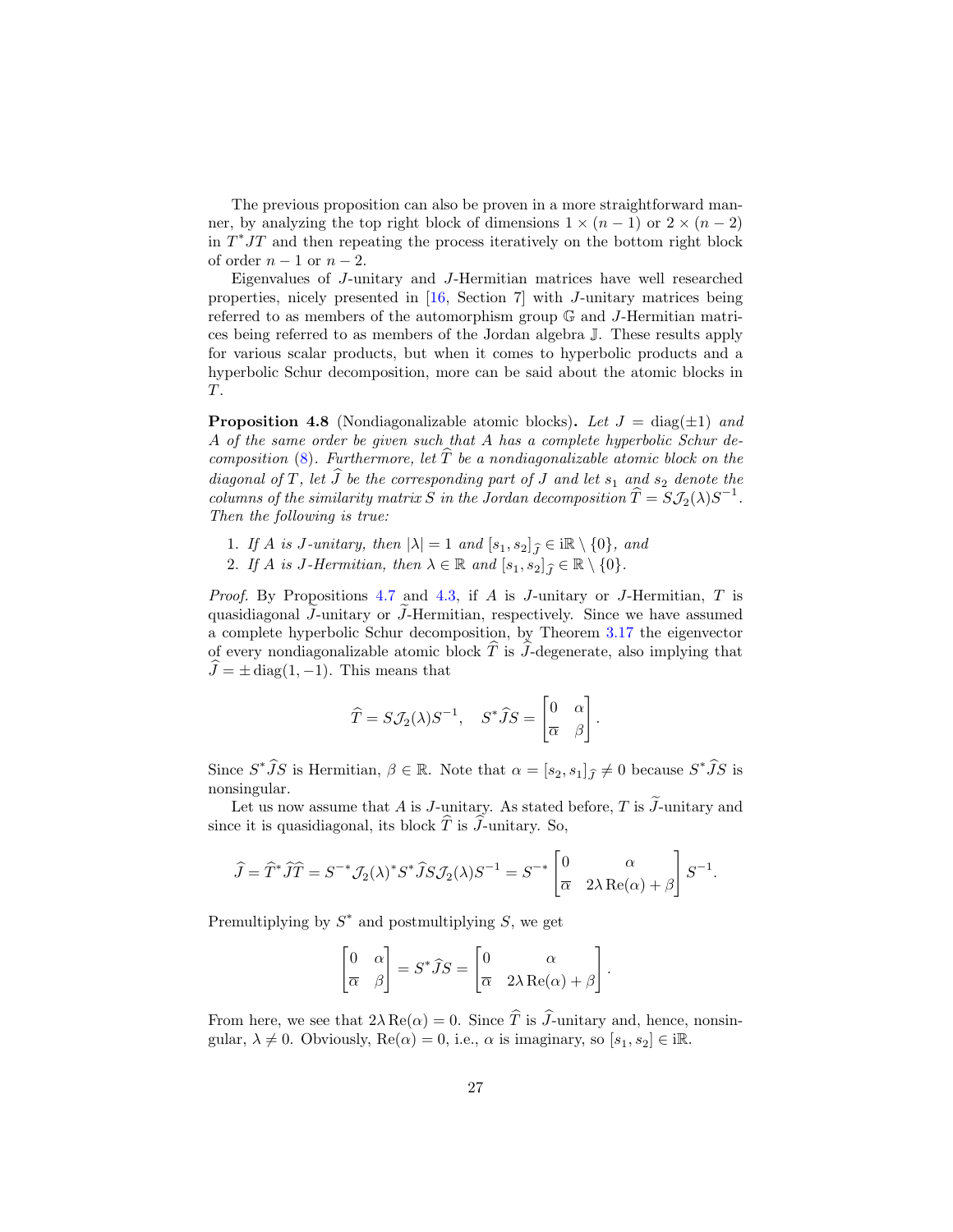The previous proposition can also be proven in a more straightforward manner, by analyzing the top right block of dimensions $1 \times (n-1)$ or $2 \times (n-2)$ in $T^*JT$ and then repeating the process iteratively on the bottom right block of order $n-1$ or $n-2$.

Eigenvalues of $J$-unitary and $J$-Hermitian matrices have well researched properties, nicely presented in [16, Section 7] with $J$-unitary matrices being referred to as members of the automorphism group $\mathbb{G}$ and $J$-Hermitian matrices being referred to as members of the Jordan algebra $\mathbb{J}$. These results apply for various scalar products, but when it comes to hyperbolic products and a hyperbolic Schur decomposition, more can be said about the atomic blocks in $T$.

**Proposition 4.8** (Nondiagonalizable atomic blocks)**.** *Let $J = \operatorname{diag}(\pm 1)$ and $A$ of the same order be given such that $A$ has a complete hyperbolic Schur decomposition (8). Furthermore, let $\widehat{T}$ be a nondiagonalizable atomic block on the diagonal of $T$, let $\widehat{J}$ be the corresponding part of $J$ and let $s_1$ and $s_2$ denote the columns of the similarity matrix $S$ in the Jordan decomposition $\widehat{T} = S\mathcal{J}_2(\lambda)S^{-1}$. Then the following is true:*

1. *If $A$ is $J$-unitary, then $|\lambda| = 1$ and $[s_1, s_2]_{\widehat{J}} \in \mathrm{i}\mathbb{R} \setminus \{0\}$, and*
2. *If $A$ is $J$-Hermitian, then $\lambda \in \mathbb{R}$ and $[s_1, s_2]_{\widehat{J}} \in \mathbb{R} \setminus \{0\}$.*

*Proof.* By Propositions 4.7 and 4.3, if $A$ is $J$-unitary or $J$-Hermitian, $T$ is quasidiagonal $\widetilde{J}$-unitary or $\widetilde{J}$-Hermitian, respectively. Since we have assumed a complete hyperbolic Schur decomposition, by Theorem 3.17 the eigenvector of every nondiagonalizable atomic block $\widehat{T}$ is $\widehat{J}$-degenerate, also implying that $\widehat{J} = \pm \operatorname{diag}(1, -1)$. This means that

$$\widehat{T} = S\mathcal{J}_2(\lambda)S^{-1}, \quad S^*\widehat{J}S = \begin{bmatrix} 0 & \alpha \\ \overline{\alpha} & \beta \end{bmatrix}.$$

Since $S^*\widehat{J}S$ is Hermitian, $\beta \in \mathbb{R}$. Note that $\alpha = [s_2, s_1]_{\widehat{J}} \neq 0$ because $S^*\widehat{J}S$ is nonsingular.

Let us now assume that $A$ is $J$-unitary. As stated before, $T$ is $\widetilde{J}$-unitary and since it is quasidiagonal, its block $\widehat{T}$ is $\widehat{J}$-unitary. So,

$$\widehat{J} = \widehat{T}^*\widehat{J}\widehat{T} = S^{-*}\mathcal{J}_2(\lambda)^*S^*\widehat{J}S\mathcal{J}_2(\lambda)S^{-1} = S^{-*}\begin{bmatrix} 0 & \alpha \\ \overline{\alpha} & 2\lambda\operatorname{Re}(\alpha) + \beta \end{bmatrix}S^{-1}.$$

Premultiplying by $S^*$ and postmultiplying $S$, we get

$$\begin{bmatrix} 0 & \alpha \\ \overline{\alpha} & \beta \end{bmatrix} = S^*\widehat{J}S = \begin{bmatrix} 0 & \alpha \\ \overline{\alpha} & 2\lambda\operatorname{Re}(\alpha) + \beta \end{bmatrix}.$$

From here, we see that $2\lambda\operatorname{Re}(\alpha) = 0$. Since $\widehat{T}$ is $\widehat{J}$-unitary and, hence, nonsingular, $\lambda \neq 0$. Obviously, $\operatorname{Re}(\alpha) = 0$, i.e., $\alpha$ is imaginary, so $[s_1, s_2] \in \mathrm{i}\mathbb{R}$.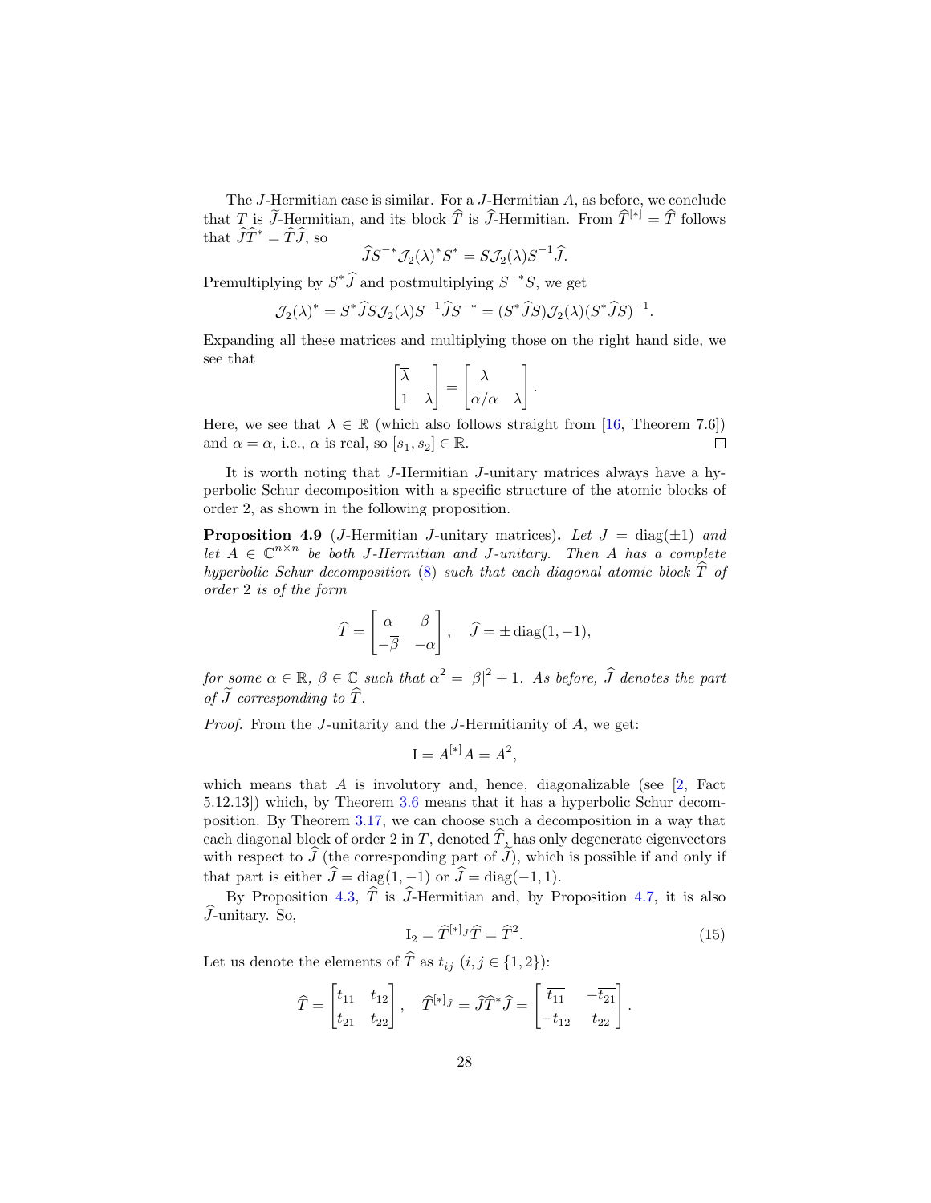The $J$-Hermitian case is similar. For a $J$-Hermitian $A$, as before, we conclude that $T$ is $\widetilde{J}$-Hermitian, and its block $\widehat{T}$ is $\widehat{J}$-Hermitian. From $\widehat{T}^{[*]} = \widehat{T}$ follows that $\widehat{J}\widehat{T}^* = \widehat{T}\widehat{J}$, so

$$\widehat{J}S^{-*}\mathcal{J}_2(\lambda)^* S^* = S\mathcal{J}_2(\lambda)S^{-1}\widehat{J}.$$

Premultiplying by $S^*\widehat{J}$ and postmultiplying $S^{-*}S$, we get

$$\mathcal{J}_2(\lambda)^* = S^*\widehat{J}S\mathcal{J}_2(\lambda)S^{-1}\widehat{J}S^{-*} = (S^*\widehat{J}S)\mathcal{J}_2(\lambda)(S^*\widehat{J}S)^{-1}.$$

Expanding all these matrices and multiplying those on the right hand side, we see that

$$\begin{bmatrix} \overline{\lambda} & \\ 1 & \overline{\lambda} \end{bmatrix} = \begin{bmatrix} \lambda & \\ \overline{\alpha}/\alpha & \lambda \end{bmatrix}.$$

Here, we see that $\lambda \in \mathbb{R}$ (which also follows straight from [16, Theorem 7.6]) and $\overline{\alpha} = \alpha$, i.e., $\alpha$ is real, so $[s_1, s_2] \in \mathbb{R}$. $\square$

It is worth noting that $J$-Hermitian $J$-unitary matrices always have a hyperbolic Schur decomposition with a specific structure of the atomic blocks of order 2, as shown in the following proposition.

**Proposition 4.9** ($J$-Hermitian $J$-unitary matrices)**.** *Let $J = \operatorname{diag}(\pm 1)$ and let $A \in \mathbb{C}^{n\times n}$ be both $J$-Hermitian and $J$-unitary. Then $A$ has a complete hyperbolic Schur decomposition (8) such that each diagonal atomic block $\widehat{T}$ of order 2 is of the form*

$$\widehat{T} = \begin{bmatrix} \alpha & \beta \\ -\overline{\beta} & -\alpha \end{bmatrix}, \quad \widehat{J} = \pm\operatorname{diag}(1, -1),$$

*for some $\alpha \in \mathbb{R}$, $\beta \in \mathbb{C}$ such that $\alpha^2 = |\beta|^2 + 1$. As before, $\widehat{J}$ denotes the part of $\widetilde{J}$ corresponding to $\widehat{T}$.*

*Proof.* From the $J$-unitarity and the $J$-Hermitianity of $A$, we get:

$$\mathrm{I} = A^{[*]}A = A^2,$$

which means that $A$ is involutory and, hence, diagonalizable (see [2, Fact 5.12.13]) which, by Theorem 3.6 means that it has a hyperbolic Schur decomposition. By Theorem 3.17, we can choose such a decomposition in a way that each diagonal block of order 2 in $T$, denoted $\widehat{T}$, has only degenerate eigenvectors with respect to $\widehat{J}$ (the corresponding part of $\widetilde{J}$), which is possible if and only if that part is either $\widehat{J} = \operatorname{diag}(1, -1)$ or $\widehat{J} = \operatorname{diag}(-1, 1)$.

By Proposition 4.3, $\widehat{T}$ is $\widehat{J}$-Hermitian and, by Proposition 4.7, it is also $\widehat{J}$-unitary. So,

$$\mathrm{I}_2 = \widehat{T}^{[*]_{\widehat{J}}}\widehat{T} = \widehat{T}^2. \tag{15}$$

Let us denote the elements of $\widehat{T}$ as $t_{ij}$ ($i, j \in \{1, 2\}$):

$$\widehat{T} = \begin{bmatrix} t_{11} & t_{12} \\ t_{21} & t_{22} \end{bmatrix}, \quad \widehat{T}^{[*]_{\widehat{J}}} = \widehat{J}\widehat{T}^*\widehat{J} = \begin{bmatrix} \overline{t_{11}} & -\overline{t_{21}} \\ -\overline{t_{12}} & \overline{t_{22}} \end{bmatrix}.$$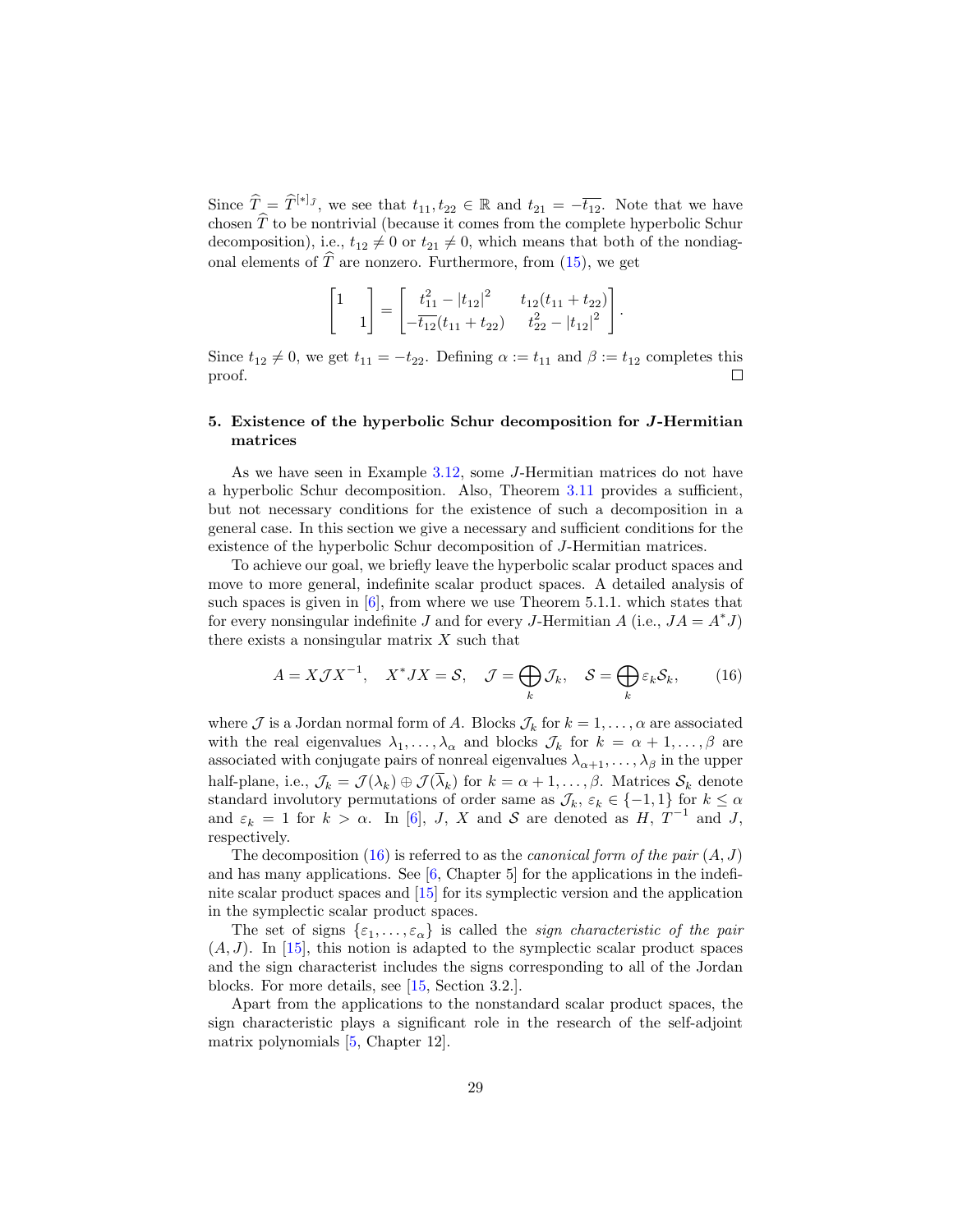Since $\widehat{T} = \widehat{T}^{[*]_{\widehat{J}}}$, we see that $t_{11}, t_{22} \in \mathbb{R}$ and $t_{21} = -\overline{t_{12}}$. Note that we have chosen $\widehat{T}$ to be nontrivial (because it comes from the complete hyperbolic Schur decomposition), i.e., $t_{12} \neq 0$ or $t_{21} \neq 0$, which means that both of the nondiagonal elements of $\widehat{T}$ are nonzero. Furthermore, from (15), we get

$$\begin{bmatrix} 1 & \\ & 1 \end{bmatrix} = \begin{bmatrix} t_{11}^2 - |t_{12}|^2 & t_{12}(t_{11} + t_{22}) \\ -\overline{t_{12}}(t_{11} + t_{22}) & t_{22}^2 - |t_{12}|^2 \end{bmatrix}.$$

Since $t_{12} \neq 0$, we get $t_{11} = -t_{22}$. Defining $\alpha := t_{11}$ and $\beta := t_{12}$ completes this proof. □

## 5. Existence of the hyperbolic Schur decomposition for $J$-Hermitian matrices

As we have seen in Example 3.12, some $J$-Hermitian matrices do not have a hyperbolic Schur decomposition. Also, Theorem 3.11 provides a sufficient, but not necessary conditions for the existence of such a decomposition in a general case. In this section we give a necessary and sufficient conditions for the existence of the hyperbolic Schur decomposition of $J$-Hermitian matrices.

To achieve our goal, we briefly leave the hyperbolic scalar product spaces and move to more general, indefinite scalar product spaces. A detailed analysis of such spaces is given in [6], from where we use Theorem 5.1.1. which states that for every nonsingular indefinite $J$ and for every $J$-Hermitian $A$ (i.e., $JA = A^*J$) there exists a nonsingular matrix $X$ such that

$$A = X\mathcal{J}X^{-1}, \quad X^*JX = \mathcal{S}, \quad \mathcal{J} = \bigoplus_k \mathcal{J}_k, \quad \mathcal{S} = \bigoplus_k \varepsilon_k \mathcal{S}_k, \tag{16}$$

where $\mathcal{J}$ is a Jordan normal form of $A$. Blocks $\mathcal{J}_k$ for $k = 1, \ldots, \alpha$ are associated with the real eigenvalues $\lambda_1, \ldots, \lambda_\alpha$ and blocks $\mathcal{J}_k$ for $k = \alpha + 1, \ldots, \beta$ are associated with conjugate pairs of nonreal eigenvalues $\lambda_{\alpha+1}, \ldots, \lambda_\beta$ in the upper half-plane, i.e., $\mathcal{J}_k = \mathcal{J}(\lambda_k) \oplus \mathcal{J}(\overline{\lambda}_k)$ for $k = \alpha + 1, \ldots, \beta$. Matrices $\mathcal{S}_k$ denote standard involutory permutations of order same as $\mathcal{J}_k$, $\varepsilon_k \in \{-1, 1\}$ for $k \leq \alpha$ and $\varepsilon_k = 1$ for $k > \alpha$. In [6], $J$, $X$ and $\mathcal{S}$ are denoted as $H$, $T^{-1}$ and $J$, respectively.

The decomposition (16) is referred to as the *canonical form of the pair* $(A, J)$ and has many applications. See [6, Chapter 5] for the applications in the indefinite scalar product spaces and [15] for its symplectic version and the application in the symplectic scalar product spaces.

The set of signs $\{\varepsilon_1, \ldots, \varepsilon_\alpha\}$ is called the *sign characteristic of the pair* $(A, J)$. In [15], this notion is adapted to the symplectic scalar product spaces and the sign characterist includes the signs corresponding to all of the Jordan blocks. For more details, see [15, Section 3.2.].

Apart from the applications to the nonstandard scalar product spaces, the sign characteristic plays a significant role in the research of the self-adjoint matrix polynomials [5, Chapter 12].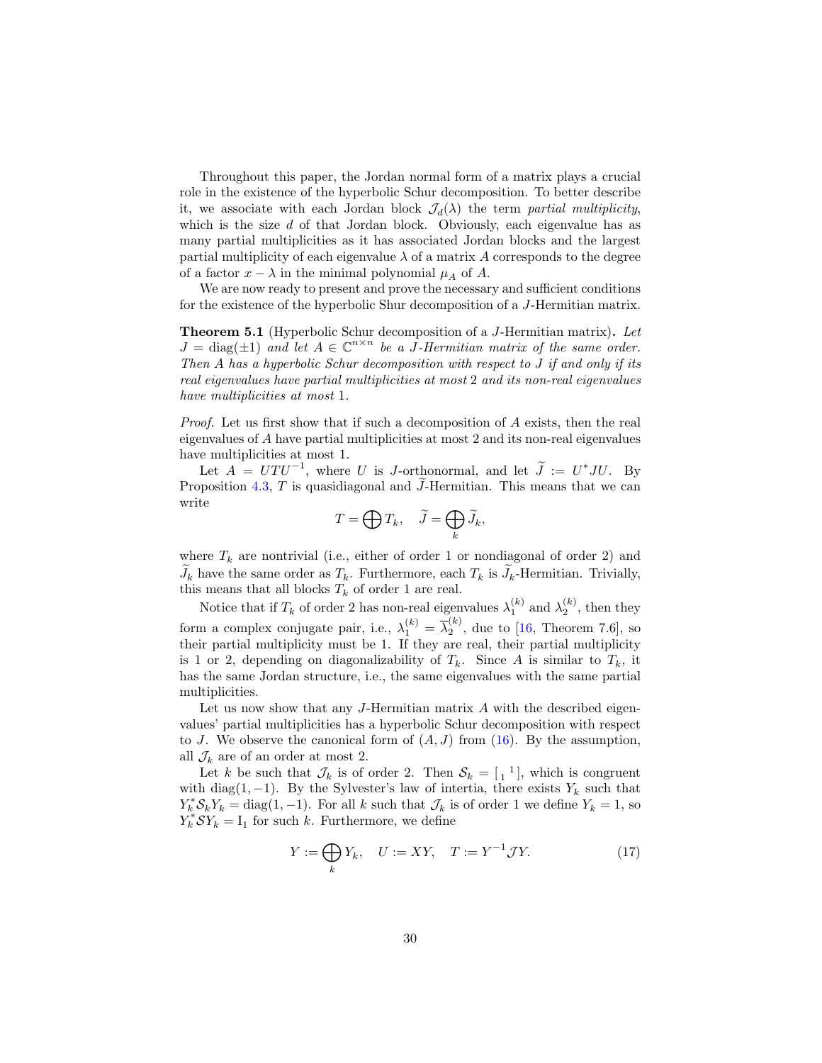Throughout this paper, the Jordan normal form of a matrix plays a crucial role in the existence of the hyperbolic Schur decomposition. To better describe it, we associate with each Jordan block $\mathcal{J}_d(\lambda)$ the term *partial multiplicity*, which is the size $d$ of that Jordan block. Obviously, each eigenvalue has as many partial multiplicities as it has associated Jordan blocks and the largest partial multiplicity of each eigenvalue $\lambda$ of a matrix $A$ corresponds to the degree of a factor $x - \lambda$ in the minimal polynomial $\mu_A$ of $A$.

We are now ready to present and prove the necessary and sufficient conditions for the existence of the hyperbolic Shur decomposition of a $J$-Hermitian matrix.

**Theorem 5.1** (Hyperbolic Schur decomposition of a $J$-Hermitian matrix)**.** *Let $J = \operatorname{diag}(\pm 1)$ and let $A \in \mathbb{C}^{n\times n}$ be a $J$-Hermitian matrix of the same order. Then $A$ has a hyperbolic Schur decomposition with respect to $J$ if and only if its real eigenvalues have partial multiplicities at most 2 and its non-real eigenvalues have multiplicities at most 1.*

*Proof.* Let us first show that if such a decomposition of $A$ exists, then the real eigenvalues of $A$ have partial multiplicities at most 2 and its non-real eigenvalues have multiplicities at most 1.

Let $A = UTU^{-1}$, where $U$ is $J$-orthonormal, and let $\widetilde{J} := U^*JU$. By Proposition 4.3, $T$ is quasidiagonal and $\widetilde{J}$-Hermitian. This means that we can write

$$T = \bigoplus T_k, \quad \widetilde{J} = \bigoplus_k \widetilde{J}_k,$$

where $T_k$ are nontrivial (i.e., either of order 1 or nondiagonal of order 2) and $\widetilde{J}_k$ have the same order as $T_k$. Furthermore, each $T_k$ is $\widetilde{J}_k$-Hermitian. Trivially, this means that all blocks $T_k$ of order 1 are real.

Notice that if $T_k$ of order 2 has non-real eigenvalues $\lambda_1^{(k)}$ and $\lambda_2^{(k)}$, then they form a complex conjugate pair, i.e., $\lambda_1^{(k)} = \overline{\lambda}_2^{(k)}$, due to [16, Theorem 7.6], so their partial multiplicity must be 1. If they are real, their partial multiplicity is 1 or 2, depending on diagonalizability of $T_k$. Since $A$ is similar to $T_k$, it has the same Jordan structure, i.e., the same eigenvalues with the same partial multiplicities.

Let us now show that any $J$-Hermitian matrix $A$ with the described eigenvalues' partial multiplicities has a hyperbolic Schur decomposition with respect to $J$. We observe the canonical form of $(A, J)$ from (16). By the assumption, all $\mathcal{J}_k$ are of an order at most 2.

Let $k$ be such that $\mathcal{J}_k$ is of order 2. Then $\mathcal{S}_k = \left[\begin{smallmatrix} & 1 \\ 1 & \end{smallmatrix}\right]$, which is congruent with $\operatorname{diag}(1, -1)$. By the Sylvester's law of intertia, there exists $Y_k$ such that $Y_k^* \mathcal{S}_k Y_k = \operatorname{diag}(1, -1)$. For all $k$ such that $\mathcal{J}_k$ is of order 1 we define $Y_k = 1$, so $Y_k^* \mathcal{S} Y_k = \mathrm{I}_1$ for such $k$. Furthermore, we define

$$Y := \bigoplus_k Y_k, \quad U := XY, \quad T := Y^{-1}\mathcal{J}Y. \tag{17}$$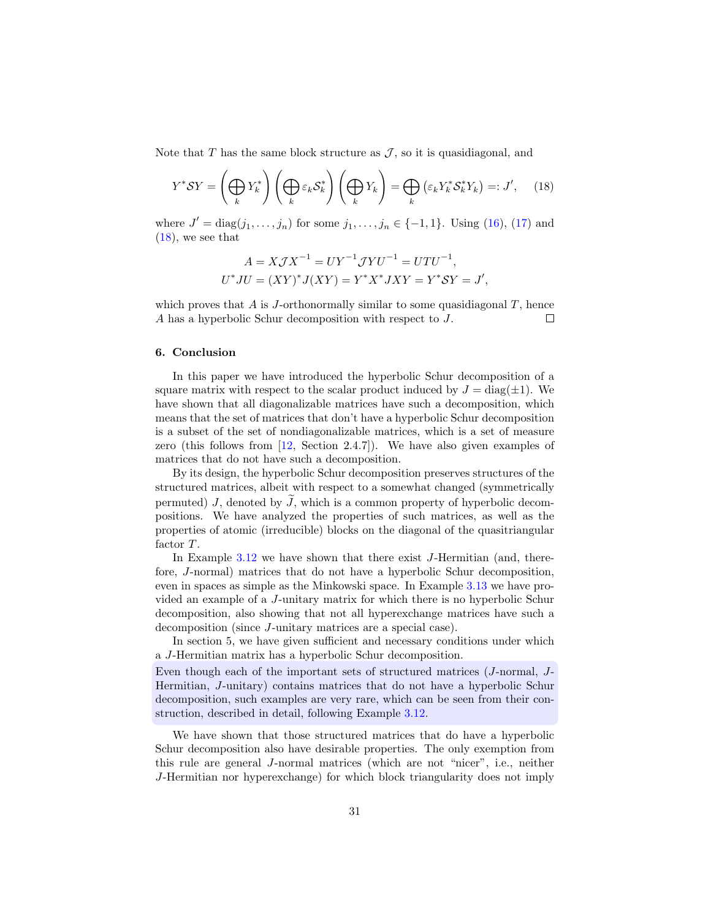Note that $T$ has the same block structure as $\mathcal{J}$, so it is quasidiagonal, and

$$Y^*\mathcal{S}Y = \left(\bigoplus_k Y_k^*\right)\left(\bigoplus_k \varepsilon_k \mathcal{S}_k^*\right)\left(\bigoplus_k Y_k\right) = \bigoplus_k \left(\varepsilon_k Y_k^* \mathcal{S}_k^* Y_k\right) =: J', \tag{18}$$

where $J' = \operatorname{diag}(j_1, \ldots, j_n)$ for some $j_1, \ldots, j_n \in \{-1, 1\}$. Using (16), (17) and (18), we see that

$$\begin{aligned}
A &= X\mathcal{J}X^{-1} = UY^{-1}\mathcal{J}YU^{-1} = UTU^{-1}, \\
U^*JU &= (XY)^*J(XY) = Y^*X^*JXY = Y^*\mathcal{S}Y = J',
\end{aligned}$$

which proves that $A$ is $J$-orthonormally similar to some quasidiagonal $T$, hence $A$ has a hyperbolic Schur decomposition with respect to $J$. □

## 6. Conclusion

In this paper we have introduced the hyperbolic Schur decomposition of a square matrix with respect to the scalar product induced by $J = \operatorname{diag}(\pm 1)$. We have shown that all diagonalizable matrices have such a decomposition, which means that the set of matrices that don't have a hyperbolic Schur decomposition is a subset of the set of nondiagonalizable matrices, which is a set of measure zero (this follows from [12, Section 2.4.7]). We have also given examples of matrices that do not have such a decomposition.

By its design, the hyperbolic Schur decomposition preserves structures of the structured matrices, albeit with respect to a somewhat changed (symmetrically permuted) $J$, denoted by $\widetilde{J}$, which is a common property of hyperbolic decompositions. We have analyzed the properties of such matrices, as well as the properties of atomic (irreducible) blocks on the diagonal of the quasitriangular factor $T$.

In Example 3.12 we have shown that there exist $J$-Hermitian (and, therefore, $J$-normal) matrices that do not have a hyperbolic Schur decomposition, even in spaces as simple as the Minkowski space. In Example 3.13 we have provided an example of a $J$-unitary matrix for which there is no hyperbolic Schur decomposition, also showing that not all hyperexchange matrices have such a decomposition (since $J$-unitary matrices are a special case).

In section 5, we have given sufficient and necessary conditions under which a $J$-Hermitian matrix has a hyperbolic Schur decomposition.

Even though each of the important sets of structured matrices ($J$-normal, $J$-Hermitian, $J$-unitary) contains matrices that do not have a hyperbolic Schur decomposition, such examples are very rare, which can be seen from their construction, described in detail, following Example 3.12.

We have shown that those structured matrices that do have a hyperbolic Schur decomposition also have desirable properties. The only exemption from this rule are general $J$-normal matrices (which are not "nicer", i.e., neither $J$-Hermitian nor hyperexchange) for which block triangularity does not imply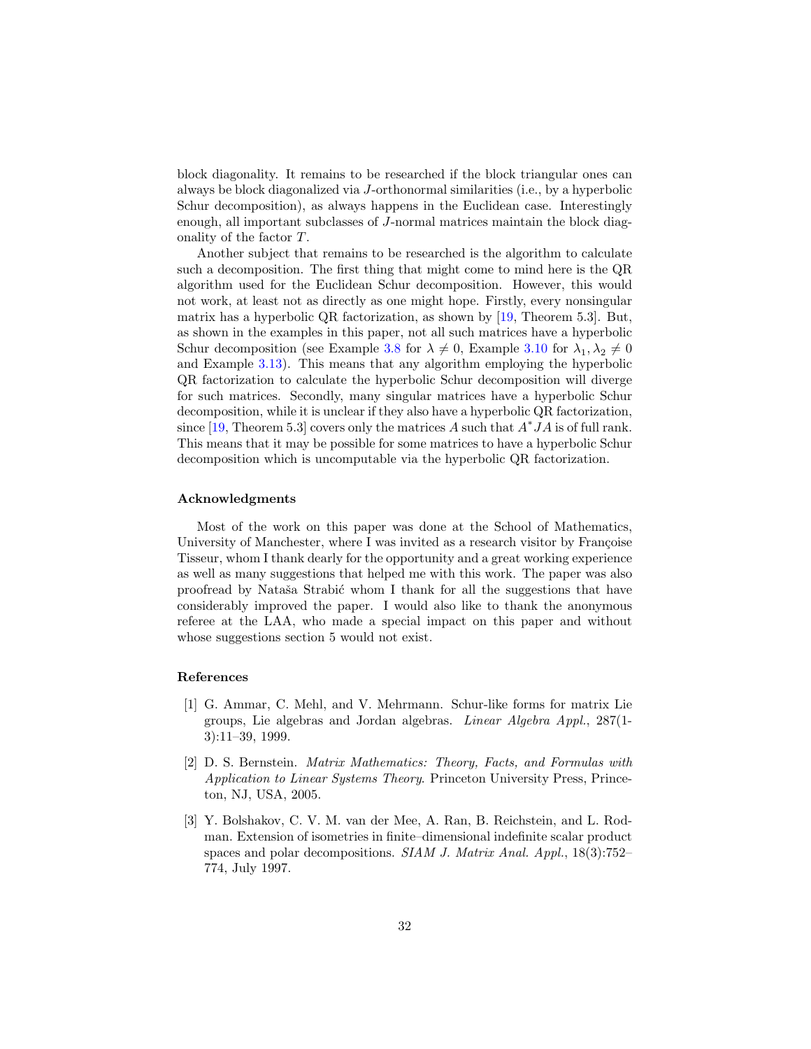block diagonality. It remains to be researched if the block triangular ones can always be block diagonalized via $J$-orthonormal similarities (i.e., by a hyperbolic Schur decomposition), as always happens in the Euclidean case. Interestingly enough, all important subclasses of $J$-normal matrices maintain the block diagonality of the factor $T$.

Another subject that remains to be researched is the algorithm to calculate such a decomposition. The first thing that might come to mind here is the QR algorithm used for the Euclidean Schur decomposition. However, this would not work, at least not as directly as one might hope. Firstly, every nonsingular matrix has a hyperbolic QR factorization, as shown by [19, Theorem 5.3]. But, as shown in the examples in this paper, not all such matrices have a hyperbolic Schur decomposition (see Example 3.8 for $\lambda \neq 0$, Example 3.10 for $\lambda_1, \lambda_2 \neq 0$ and Example 3.13). This means that any algorithm employing the hyperbolic QR factorization to calculate the hyperbolic Schur decomposition will diverge for such matrices. Secondly, many singular matrices have a hyperbolic Schur decomposition, while it is unclear if they also have a hyperbolic QR factorization, since [19, Theorem 5.3] covers only the matrices $A$ such that $A^* J A$ is of full rank. This means that it may be possible for some matrices to have a hyperbolic Schur decomposition which is uncomputable via the hyperbolic QR factorization.

### Acknowledgments

Most of the work on this paper was done at the School of Mathematics, University of Manchester, where I was invited as a research visitor by Françoise Tisseur, whom I thank dearly for the opportunity and a great working experience as well as many suggestions that helped me with this work. The paper was also proofread by Nataša Strabić whom I thank for all the suggestions that have considerably improved the paper. I would also like to thank the anonymous referee at the LAA, who made a special impact on this paper and without whose suggestions section 5 would not exist.

### References

[1] G. Ammar, C. Mehl, and V. Mehrmann. Schur-like forms for matrix Lie groups, Lie algebras and Jordan algebras. *Linear Algebra Appl.*, 287(1-3):11–39, 1999.

[2] D. S. Bernstein. *Matrix Mathematics: Theory, Facts, and Formulas with Application to Linear Systems Theory*. Princeton University Press, Princeton, NJ, USA, 2005.

[3] Y. Bolshakov, C. V. M. van der Mee, A. Ran, B. Reichstein, and L. Rodman. Extension of isometries in finite–dimensional indefinite scalar product spaces and polar decompositions. *SIAM J. Matrix Anal. Appl.*, 18(3):752–774, July 1997.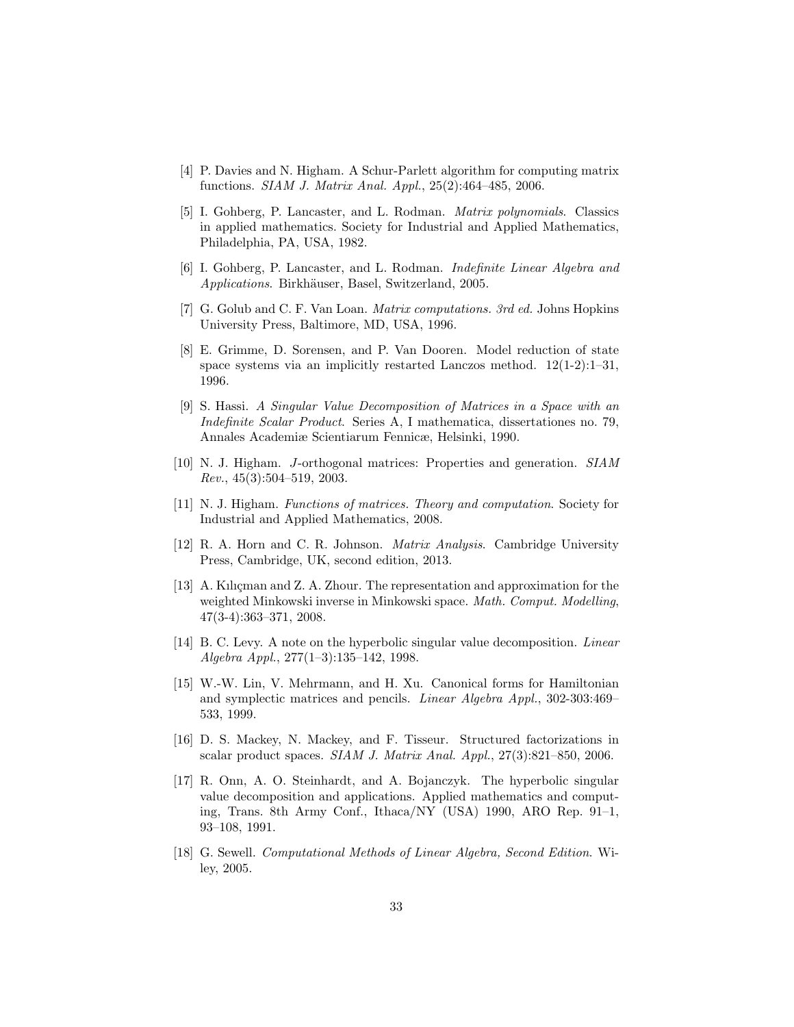[4] P. Davies and N. Higham. A Schur-Parlett algorithm for computing matrix functions. *SIAM J. Matrix Anal. Appl.*, 25(2):464–485, 2006.

[5] I. Gohberg, P. Lancaster, and L. Rodman. *Matrix polynomials*. Classics in applied mathematics. Society for Industrial and Applied Mathematics, Philadelphia, PA, USA, 1982.

[6] I. Gohberg, P. Lancaster, and L. Rodman. *Indefinite Linear Algebra and Applications*. Birkhäuser, Basel, Switzerland, 2005.

[7] G. Golub and C. F. Van Loan. *Matrix computations. 3rd ed.* Johns Hopkins University Press, Baltimore, MD, USA, 1996.

[8] E. Grimme, D. Sorensen, and P. Van Dooren. Model reduction of state space systems via an implicitly restarted Lanczos method. 12(1-2):1–31, 1996.

[9] S. Hassi. *A Singular Value Decomposition of Matrices in a Space with an Indefinite Scalar Product*. Series A, I mathematica, dissertationes no. 79, Annales Academiæ Scientiarum Fennicæ, Helsinki, 1990.

[10] N. J. Higham. $J$-orthogonal matrices: Properties and generation. *SIAM Rev.*, 45(3):504–519, 2003.

[11] N. J. Higham. *Functions of matrices. Theory and computation*. Society for Industrial and Applied Mathematics, 2008.

[12] R. A. Horn and C. R. Johnson. *Matrix Analysis*. Cambridge University Press, Cambridge, UK, second edition, 2013.

[13] A. Kılıçman and Z. A. Zhour. The representation and approximation for the weighted Minkowski inverse in Minkowski space. *Math. Comput. Modelling*, 47(3-4):363–371, 2008.

[14] B. C. Levy. A note on the hyperbolic singular value decomposition. *Linear Algebra Appl.*, 277(1–3):135–142, 1998.

[15] W.-W. Lin, V. Mehrmann, and H. Xu. Canonical forms for Hamiltonian and symplectic matrices and pencils. *Linear Algebra Appl.*, 302-303:469–533, 1999.

[16] D. S. Mackey, N. Mackey, and F. Tisseur. Structured factorizations in scalar product spaces. *SIAM J. Matrix Anal. Appl.*, 27(3):821–850, 2006.

[17] R. Onn, A. O. Steinhardt, and A. Bojanczyk. The hyperbolic singular value decomposition and applications. Applied mathematics and computing, Trans. 8th Army Conf., Ithaca/NY (USA) 1990, ARO Rep. 91–1, 93–108, 1991.

[18] G. Sewell. *Computational Methods of Linear Algebra, Second Edition*. Wiley, 2005.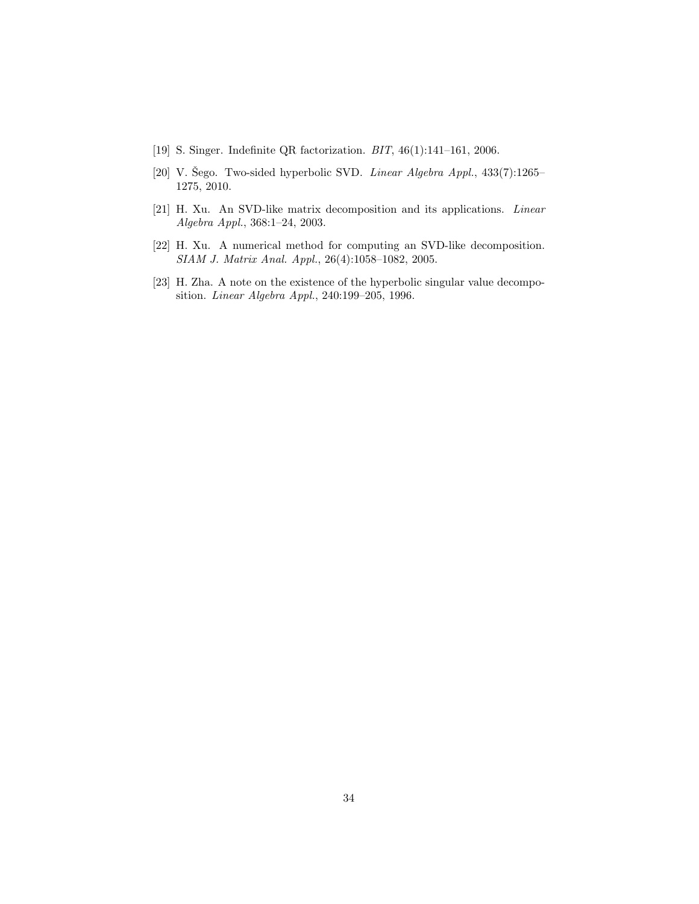[19] S. Singer. Indefinite QR factorization. *BIT*, 46(1):141–161, 2006.

[20] V. Šego. Two-sided hyperbolic SVD. *Linear Algebra Appl.*, 433(7):1265–1275, 2010.

[21] H. Xu. An SVD-like matrix decomposition and its applications. *Linear Algebra Appl.*, 368:1–24, 2003.

[22] H. Xu. A numerical method for computing an SVD-like decomposition. *SIAM J. Matrix Anal. Appl.*, 26(4):1058–1082, 2005.

[23] H. Zha. A note on the existence of the hyperbolic singular value decomposition. *Linear Algebra Appl.*, 240:199–205, 1996.